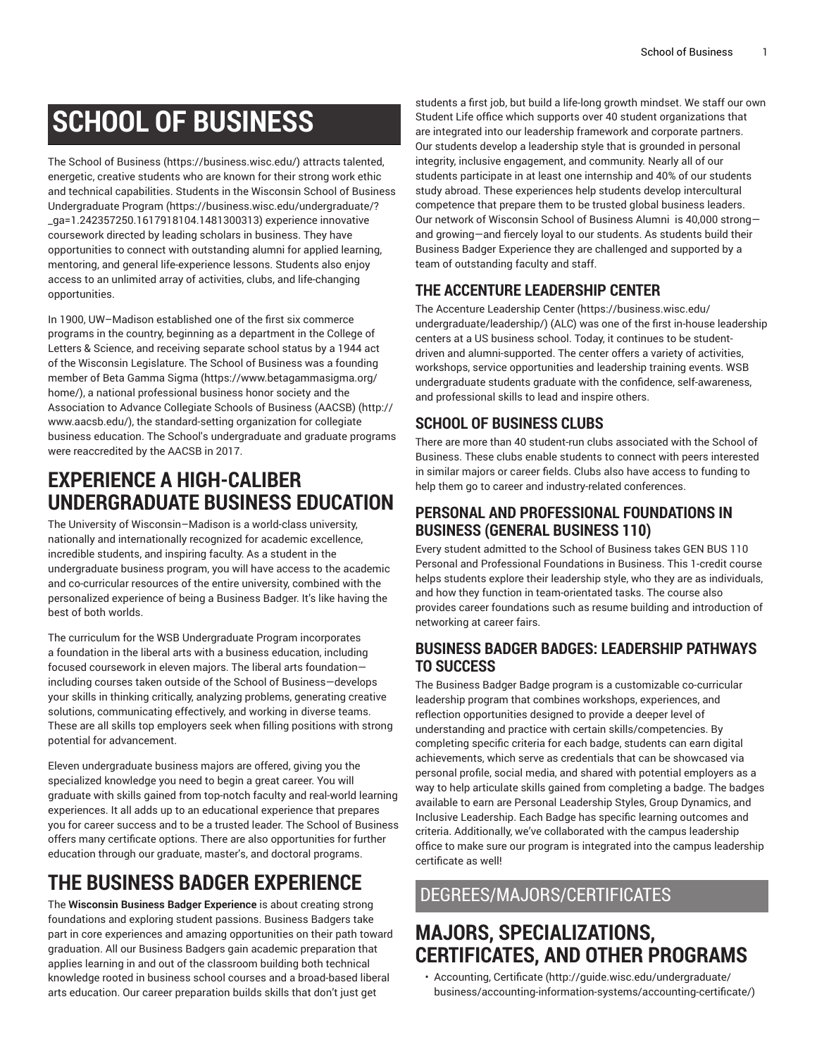# SCHOOL OF BUSINESS

The School of Business (https://business.wisc.edu/) attracts talented, energetic, creative students who are known for their strong work ethic and technical capabilities. Students in the Wisconsin School of Business Undergraduate Program (https://business.wisc.edu/undergraduate/?_ga=1.242357250.1617918104.1481300313) experience innovative coursework directed by leading scholars in business. They have opportunities to connect with outstanding alumni for applied learning, mentoring, and general life-experience lessons. Students also enjoy access to an unlimited array of activities, clubs, and life-changing opportunities.

In 1900, UW–Madison established one of the first six commerce programs in the country, beginning as a department in the College of Letters & Science, and receiving separate school status by a 1944 act of the Wisconsin Legislature. The School of Business was a founding member of Beta Gamma Sigma (https://www.betagammasigma.org/home/), a national professional business honor society and the Association to Advance Collegiate Schools of Business (AACSB) (http://www.aacsb.edu/), the standard-setting organization for collegiate business education. The School's undergraduate and graduate programs were reaccredited by the AACSB in 2017.

## EXPERIENCE A HIGH-CALIBER UNDERGRADUATE BUSINESS EDUCATION

The University of Wisconsin–Madison is a world-class university, nationally and internationally recognized for academic excellence, incredible students, and inspiring faculty. As a student in the undergraduate business program, you will have access to the academic and co-curricular resources of the entire university, combined with the personalized experience of being a Business Badger. It's like having the best of both worlds.

The curriculum for the WSB Undergraduate Program incorporates a foundation in the liberal arts with a business education, including focused coursework in eleven majors. The liberal arts foundation—including courses taken outside of the School of Business—develops your skills in thinking critically, analyzing problems, generating creative solutions, communicating effectively, and working in diverse teams. These are all skills top employers seek when filling positions with strong potential for advancement.

Eleven undergraduate business majors are offered, giving you the specialized knowledge you need to begin a great career. You will graduate with skills gained from top-notch faculty and real-world learning experiences. It all adds up to an educational experience that prepares you for career success and to be a trusted leader. The School of Business offers many certificate options. There are also opportunities for further education through our graduate, master's, and doctoral programs.

## THE BUSINESS BADGER EXPERIENCE

The **Wisconsin Business Badger Experience** is about creating strong foundations and exploring student passions. Business Badgers take part in core experiences and amazing opportunities on their path toward graduation. All our Business Badgers gain academic preparation that applies learning in and out of the classroom building both technical knowledge rooted in business school courses and a broad-based liberal arts education. Our career preparation builds skills that don't just get students a first job, but build a life-long growth mindset. We staff our own Student Life office which supports over 40 student organizations that are integrated into our leadership framework and corporate partners. Our students develop a leadership style that is grounded in personal integrity, inclusive engagement, and community. Nearly all of our students participate in at least one internship and 40% of our students study abroad. These experiences help students develop intercultural competence that prepare them to be trusted global business leaders. Our network of Wisconsin School of Business Alumni is 40,000 strong—and growing—and fiercely loyal to our students. As students build their Business Badger Experience they are challenged and supported by a team of outstanding faculty and staff.

### THE ACCENTURE LEADERSHIP CENTER

The Accenture Leadership Center (https://business.wisc.edu/undergraduate/leadership/) (ALC) was one of the first in-house leadership centers at a US business school. Today, it continues to be student-driven and alumni-supported. The center offers a variety of activities, workshops, service opportunities and leadership training events. WSB undergraduate students graduate with the confidence, self-awareness, and professional skills to lead and inspire others.

### SCHOOL OF BUSINESS CLUBS

There are more than 40 student-run clubs associated with the School of Business. These clubs enable students to connect with peers interested in similar majors or career fields. Clubs also have access to funding to help them go to career and industry-related conferences.

### PERSONAL AND PROFESSIONAL FOUNDATIONS IN BUSINESS (GENERAL BUSINESS 110)

Every student admitted to the School of Business takes GEN BUS 110 Personal and Professional Foundations in Business. This 1-credit course helps students explore their leadership style, who they are as individuals, and how they function in team-orientated tasks. The course also provides career foundations such as resume building and introduction of networking at career fairs.

### BUSINESS BADGER BADGES: LEADERSHIP PATHWAYS TO SUCCESS

The Business Badger Badge program is a customizable co-curricular leadership program that combines workshops, experiences, and reflection opportunities designed to provide a deeper level of understanding and practice with certain skills/competencies. By completing specific criteria for each badge, students can earn digital achievements, which serve as credentials that can be showcased via personal profile, social media, and shared with potential employers as a way to help articulate skills gained from completing a badge. The badges available to earn are Personal Leadership Styles, Group Dynamics, and Inclusive Leadership. Each Badge has specific learning outcomes and criteria. Additionally, we've collaborated with the campus leadership office to make sure our program is integrated into the campus leadership certificate as well!

# DEGREES/MAJORS/CERTIFICATES

## MAJORS, SPECIALIZATIONS, CERTIFICATES, AND OTHER PROGRAMS

- Accounting, Certificate (http://guide.wisc.edu/undergraduate/business/accounting-information-systems/accounting-certificate/)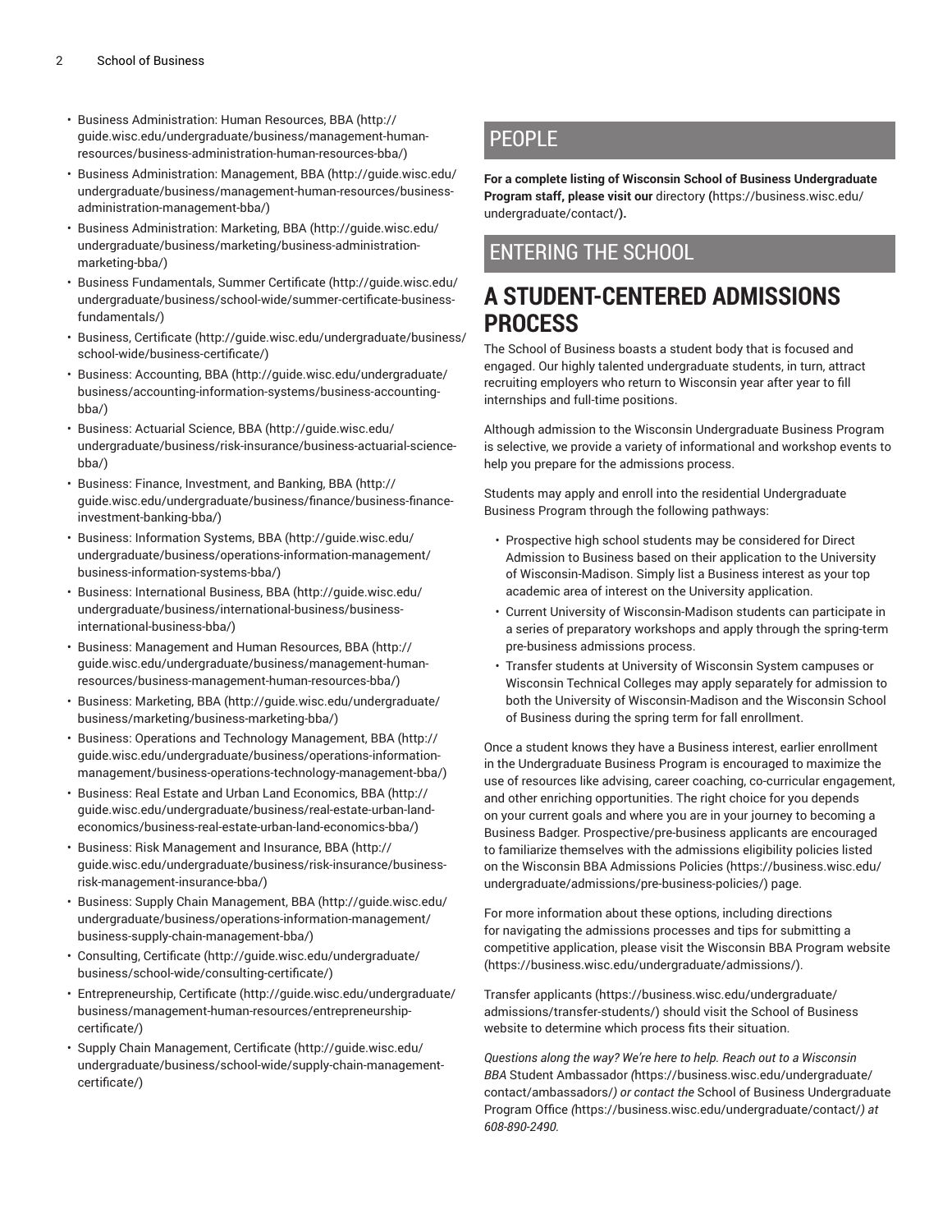- Business Administration: Human Resources, BBA (http://guide.wisc.edu/undergraduate/business/management-human-resources/business-administration-human-resources-bba/)
- Business Administration: Management, BBA (http://guide.wisc.edu/undergraduate/business/management-human-resources/business-administration-management-bba/)
- Business Administration: Marketing, BBA (http://guide.wisc.edu/undergraduate/business/marketing/business-administration-marketing-bba/)
- Business Fundamentals, Summer Certificate (http://guide.wisc.edu/undergraduate/business/school-wide/summer-certificate-business-fundamentals/)
- Business, Certificate (http://guide.wisc.edu/undergraduate/business/school-wide/business-certificate/)
- Business: Accounting, BBA (http://guide.wisc.edu/undergraduate/business/accounting-information-systems/business-accounting-bba/)
- Business: Actuarial Science, BBA (http://guide.wisc.edu/undergraduate/business/risk-insurance/business-actuarial-science-bba/)
- Business: Finance, Investment, and Banking, BBA (http://guide.wisc.edu/undergraduate/business/finance/business-finance-investment-banking-bba/)
- Business: Information Systems, BBA (http://guide.wisc.edu/undergraduate/business/operations-information-management/business-information-systems-bba/)
- Business: International Business, BBA (http://guide.wisc.edu/undergraduate/business/international-business/business-international-business-bba/)
- Business: Management and Human Resources, BBA (http://guide.wisc.edu/undergraduate/business/management-human-resources/business-management-human-resources-bba/)
- Business: Marketing, BBA (http://guide.wisc.edu/undergraduate/business/marketing/business-marketing-bba/)
- Business: Operations and Technology Management, BBA (http://guide.wisc.edu/undergraduate/business/operations-information-management/business-operations-technology-management-bba/)
- Business: Real Estate and Urban Land Economics, BBA (http://guide.wisc.edu/undergraduate/business/real-estate-urban-land-economics/business-real-estate-urban-land-economics-bba/)
- Business: Risk Management and Insurance, BBA (http://guide.wisc.edu/undergraduate/business/risk-insurance/business-risk-management-insurance-bba/)
- Business: Supply Chain Management, BBA (http://guide.wisc.edu/undergraduate/business/operations-information-management/business-supply-chain-management-bba/)
- Consulting, Certificate (http://guide.wisc.edu/undergraduate/business/school-wide/consulting-certificate/)
- Entrepreneurship, Certificate (http://guide.wisc.edu/undergraduate/business/management-human-resources/entrepreneurship-certificate/)
- Supply Chain Management, Certificate (http://guide.wisc.edu/undergraduate/business/school-wide/supply-chain-management-certificate/)

## PEOPLE

**For a complete listing of Wisconsin School of Business Undergraduate Program staff, please visit our** directory **(**https://business.wisc.edu/undergraduate/contact/**).**

## ENTERING THE SCHOOL

# A STUDENT-CENTERED ADMISSIONS PROCESS

The School of Business boasts a student body that is focused and engaged. Our highly talented undergraduate students, in turn, attract recruiting employers who return to Wisconsin year after year to fill internships and full-time positions.

Although admission to the Wisconsin Undergraduate Business Program is selective, we provide a variety of informational and workshop events to help you prepare for the admissions process.

Students may apply and enroll into the residential Undergraduate Business Program through the following pathways:

- Prospective high school students may be considered for Direct Admission to Business based on their application to the University of Wisconsin-Madison. Simply list a Business interest as your top academic area of interest on the University application.
- Current University of Wisconsin-Madison students can participate in a series of preparatory workshops and apply through the spring-term pre-business admissions process.
- Transfer students at University of Wisconsin System campuses or Wisconsin Technical Colleges may apply separately for admission to both the University of Wisconsin-Madison and the Wisconsin School of Business during the spring term for fall enrollment.

Once a student knows they have a Business interest, earlier enrollment in the Undergraduate Business Program is encouraged to maximize the use of resources like advising, career coaching, co-curricular engagement, and other enriching opportunities. The right choice for you depends on your current goals and where you are in your journey to becoming a Business Badger. Prospective/pre-business applicants are encouraged to familiarize themselves with the admissions eligibility policies listed on the Wisconsin BBA Admissions Policies (https://business.wisc.edu/undergraduate/admissions/pre-business-policies/) page.

For more information about these options, including directions for navigating the admissions processes and tips for submitting a competitive application, please visit the Wisconsin BBA Program website (https://business.wisc.edu/undergraduate/admissions/).

Transfer applicants (https://business.wisc.edu/undergraduate/admissions/transfer-students/) should visit the School of Business website to determine which process fits their situation.

*Questions along the way? We're here to help. Reach out to a Wisconsin BBA* Student Ambassador *(*https://business.wisc.edu/undergraduate/contact/ambassadors/*) or contact the* School of Business Undergraduate Program Office *(*https://business.wisc.edu/undergraduate/contact/*) at 608-890-2490.*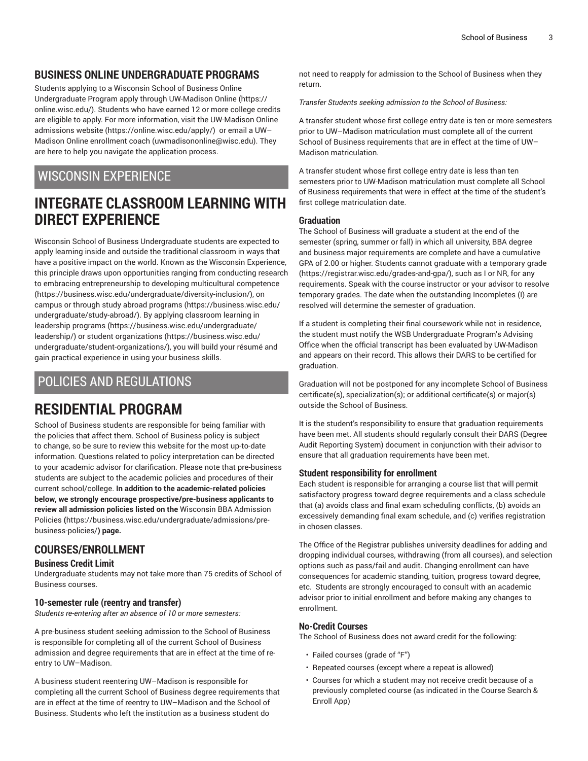## BUSINESS ONLINE UNDERGRADUATE PROGRAMS

Students applying to a Wisconsin School of Business Online Undergraduate Program apply through UW-Madison Online (https://online.wisc.edu/). Students who have earned 12 or more college credits are eligible to apply. For more information, visit the UW-Madison Online admissions website (https://online.wisc.edu/apply/) or email a UW–Madison Online enrollment coach (uwmadisononline@wisc.edu). They are here to help you navigate the application process.

# WISCONSIN EXPERIENCE

# INTEGRATE CLASSROOM LEARNING WITH DIRECT EXPERIENCE

Wisconsin School of Business Undergraduate students are expected to apply learning inside and outside the traditional classroom in ways that have a positive impact on the world. Known as the Wisconsin Experience, this principle draws upon opportunities ranging from conducting research to embracing entrepreneurship to developing multicultural competence (https://business.wisc.edu/undergraduate/diversity-inclusion/), on campus or through study abroad programs (https://business.wisc.edu/undergraduate/study-abroad/). By applying classroom learning in leadership programs (https://business.wisc.edu/undergraduate/leadership/) or student organizations (https://business.wisc.edu/undergraduate/student-organizations/), you will build your résumé and gain practical experience in using your business skills.

# POLICIES AND REGULATIONS

# RESIDENTIAL PROGRAM

School of Business students are responsible for being familiar with the policies that affect them. School of Business policy is subject to change, so be sure to review this website for the most up-to-date information. Questions related to policy interpretation can be directed to your academic advisor for clarification. Please note that pre-business students are subject to the academic policies and procedures of their current school/college. **In addition to the academic-related policies below, we strongly encourage prospective/pre-business applicants to review all admission policies listed on the** Wisconsin BBA Admission Policies **(**https://business.wisc.edu/undergraduate/admissions/pre-business-policies/**) page.**

## COURSES/ENROLLMENT

### Business Credit Limit

Undergraduate students may not take more than 75 credits of School of Business courses.

### 10-semester rule (reentry and transfer)

*Students re-entering after an absence of 10 or more semesters:*

A pre-business student seeking admission to the School of Business is responsible for completing all of the current School of Business admission and degree requirements that are in effect at the time of re-entry to UW–Madison.

A business student reentering UW–Madison is responsible for completing all the current School of Business degree requirements that are in effect at the time of reentry to UW–Madison and the School of Business. Students who left the institution as a business student do not need to reapply for admission to the School of Business when they return.

*Transfer Students seeking admission to the School of Business:*

A transfer student whose first college entry date is ten or more semesters prior to UW–Madison matriculation must complete all of the current School of Business requirements that are in effect at the time of UW–Madison matriculation.

A transfer student whose first college entry date is less than ten semesters prior to UW-Madison matriculation must complete all School of Business requirements that were in effect at the time of the student's first college matriculation date.

### Graduation

The School of Business will graduate a student at the end of the semester (spring, summer or fall) in which all university, BBA degree and business major requirements are complete and have a cumulative GPA of 2.00 or higher. Students cannot graduate with a temporary grade (https://registrar.wisc.edu/grades-and-gpa/), such as I or NR, for any requirements. Speak with the course instructor or your advisor to resolve temporary grades. The date when the outstanding Incompletes (I) are resolved will determine the semester of graduation.

If a student is completing their final coursework while not in residence, the student must notify the WSB Undergraduate Program's Advising Office when the official transcript has been evaluated by UW-Madison and appears on their record. This allows their DARS to be certified for graduation.

Graduation will not be postponed for any incomplete School of Business certificate(s), specialization(s); or additional certificate(s) or major(s) outside the School of Business.

It is the student's responsibility to ensure that graduation requirements have been met. All students should regularly consult their DARS (Degree Audit Reporting System) document in conjunction with their advisor to ensure that all graduation requirements have been met.

### Student responsibility for enrollment

Each student is responsible for arranging a course list that will permit satisfactory progress toward degree requirements and a class schedule that (a) avoids class and final exam scheduling conflicts, (b) avoids an excessively demanding final exam schedule, and (c) verifies registration in chosen classes.

The Office of the Registrar publishes university deadlines for adding and dropping individual courses, withdrawing (from all courses), and selection options such as pass/fail and audit. Changing enrollment can have consequences for academic standing, tuition, progress toward degree, etc. Students are strongly encouraged to consult with an academic advisor prior to initial enrollment and before making any changes to enrollment.

### No-Credit Courses

The School of Business does not award credit for the following:

- Failed courses (grade of "F")
- Repeated courses (except where a repeat is allowed)
- Courses for which a student may not receive credit because of a previously completed course (as indicated in the Course Search & Enroll App)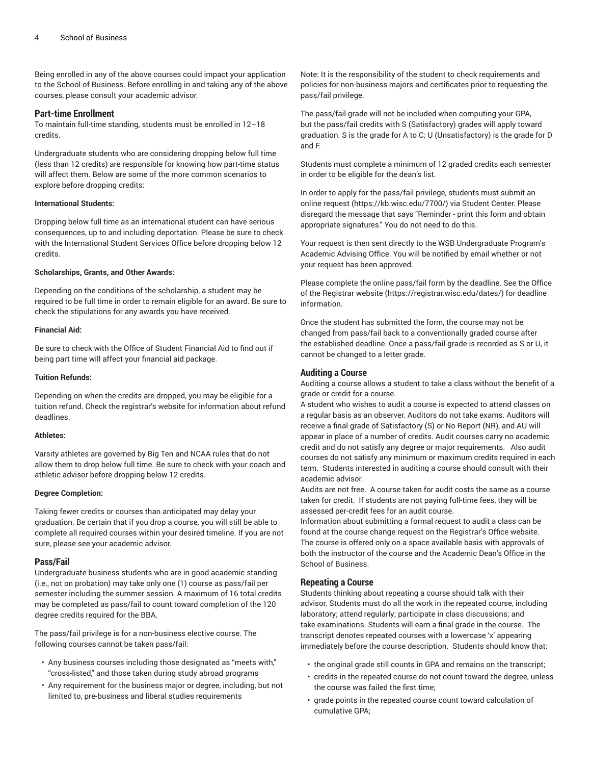Being enrolled in any of the above courses could impact your application to the School of Business. Before enrolling in and taking any of the above courses, please consult your academic advisor.

## Part-time Enrollment

To maintain full-time standing, students must be enrolled in 12–18 credits.

Undergraduate students who are considering dropping below full time (less than 12 credits) are responsible for knowing how part-time status will affect them. Below are some of the more common scenarios to explore before dropping credits:

**International Students:**

Dropping below full time as an international student can have serious consequences, up to and including deportation. Please be sure to check with the International Student Services Office before dropping below 12 credits.

**Scholarships, Grants, and Other Awards:**

Depending on the conditions of the scholarship, a student may be required to be full time in order to remain eligible for an award. Be sure to check the stipulations for any awards you have received.

**Financial Aid:**

Be sure to check with the Office of Student Financial Aid to find out if being part time will affect your financial aid package.

**Tuition Refunds:**

Depending on when the credits are dropped, you may be eligible for a tuition refund. Check the registrar's website for information about refund deadlines.

**Athletes:**

Varsity athletes are governed by Big Ten and NCAA rules that do not allow them to drop below full time. Be sure to check with your coach and athletic advisor before dropping below 12 credits.

**Degree Completion:**

Taking fewer credits or courses than anticipated may delay your graduation. Be certain that if you drop a course, you will still be able to complete all required courses within your desired timeline. If you are not sure, please see your academic advisor.

## Pass/Fail

Undergraduate business students who are in good academic standing (i.e., not on probation) may take only one (1) course as pass/fail per semester including the summer session. A maximum of 16 total credits may be completed as pass/fail to count toward completion of the 120 degree credits required for the BBA.

The pass/fail privilege is for a non-business elective course. The following courses cannot be taken pass/fail:

- Any business courses including those designated as "meets with," "cross-listed," and those taken during study abroad programs
- Any requirement for the business major or degree, including, but not limited to, pre-business and liberal studies requirements

Note: It is the responsibility of the student to check requirements and policies for non-business majors and certificates prior to requesting the pass/fail privilege.

The pass/fail grade will not be included when computing your GPA, but the pass/fail credits with S (Satisfactory) grades will apply toward graduation. S is the grade for A to C; U (Unsatisfactory) is the grade for D and F.

Students must complete a minimum of 12 graded credits each semester in order to be eligible for the dean's list.

In order to apply for the pass/fail privilege, students must submit an online request (https://kb.wisc.edu/7700/) via Student Center. Please disregard the message that says "Reminder - print this form and obtain appropriate signatures." You do not need to do this.

Your request is then sent directly to the WSB Undergraduate Program's Academic Advising Office. You will be notified by email whether or not your request has been approved.

Please complete the online pass/fail form by the deadline. See the Office of the Registrar website (https://registrar.wisc.edu/dates/) for deadline information.

Once the student has submitted the form, the course may not be changed from pass/fail back to a conventionally graded course after the established deadline. Once a pass/fail grade is recorded as S or U, it cannot be changed to a letter grade.

## Auditing a Course

Auditing a course allows a student to take a class without the benefit of a grade or credit for a course.

A student who wishes to audit a course is expected to attend classes on a regular basis as an observer. Auditors do not take exams. Auditors will receive a final grade of Satisfactory (S) or No Report (NR), and AU will appear in place of a number of credits. Audit courses carry no academic credit and do not satisfy any degree or major requirements. Also audit courses do not satisfy any minimum or maximum credits required in each term. Students interested in auditing a course should consult with their academic advisor.

Audits are not free. A course taken for audit costs the same as a course taken for credit. If students are not paying full-time fees, they will be assessed per-credit fees for an audit course.

Information about submitting a formal request to audit a class can be found at the course change request on the Registrar's Office website. The course is offered only on a space available basis with approvals of both the instructor of the course and the Academic Dean's Office in the School of Business.

## Repeating a Course

Students thinking about repeating a course should talk with their advisor. Students must do all the work in the repeated course, including laboratory; attend regularly; participate in class discussions; and take examinations. Students will earn a final grade in the course. The transcript denotes repeated courses with a lowercase 'x' appearing immediately before the course description. Students should know that:

- the original grade still counts in GPA and remains on the transcript;
- credits in the repeated course do not count toward the degree, unless the course was failed the first time;
- grade points in the repeated course count toward calculation of cumulative GPA;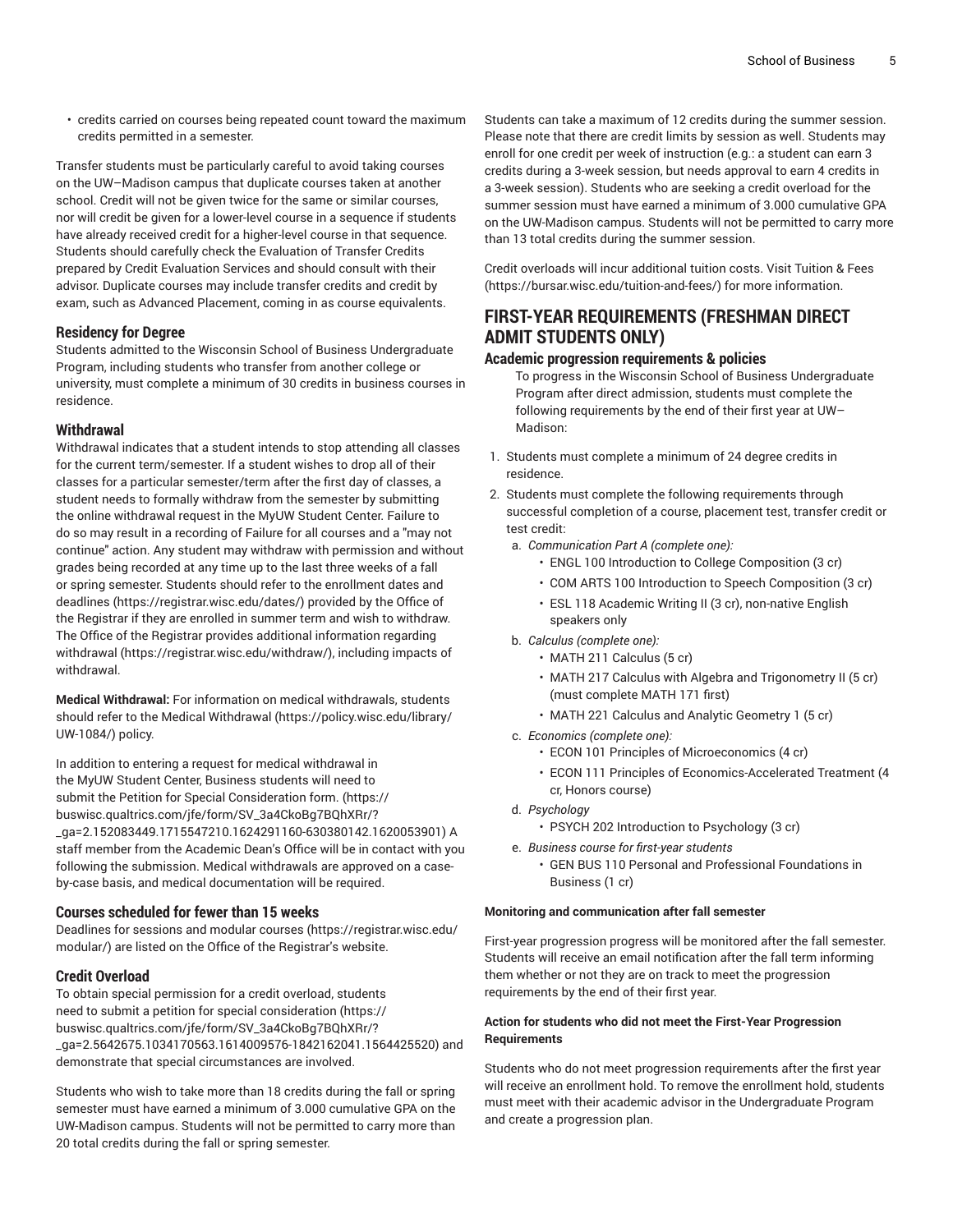- credits carried on courses being repeated count toward the maximum credits permitted in a semester.

Transfer students must be particularly careful to avoid taking courses on the UW–Madison campus that duplicate courses taken at another school. Credit will not be given twice for the same or similar courses, nor will credit be given for a lower-level course in a sequence if students have already received credit for a higher-level course in that sequence. Students should carefully check the Evaluation of Transfer Credits prepared by Credit Evaluation Services and should consult with their advisor. Duplicate courses may include transfer credits and credit by exam, such as Advanced Placement, coming in as course equivalents.

### Residency for Degree

Students admitted to the Wisconsin School of Business Undergraduate Program, including students who transfer from another college or university, must complete a minimum of 30 credits in business courses in residence.

### Withdrawal

Withdrawal indicates that a student intends to stop attending all classes for the current term/semester. If a student wishes to drop all of their classes for a particular semester/term after the first day of classes, a student needs to formally withdraw from the semester by submitting the online withdrawal request in the MyUW Student Center. Failure to do so may result in a recording of Failure for all courses and a "may not continue" action. Any student may withdraw with permission and without grades being recorded at any time up to the last three weeks of a fall or spring semester. Students should refer to the enrollment dates and deadlines (https://registrar.wisc.edu/dates/) provided by the Office of the Registrar if they are enrolled in summer term and wish to withdraw. The Office of the Registrar provides additional information regarding withdrawal (https://registrar.wisc.edu/withdraw/), including impacts of withdrawal.

**Medical Withdrawal:** For information on medical withdrawals, students should refer to the Medical Withdrawal (https://policy.wisc.edu/library/UW-1084/) policy.

In addition to entering a request for medical withdrawal in the MyUW Student Center, Business students will need to submit the Petition for Special Consideration form. (https://buswisc.qualtrics.com/jfe/form/SV_3a4CkoBg7BQhXRr/?_ga=2.152083449.1715547210.1624291160-630380142.1620053901) A staff member from the Academic Dean's Office will be in contact with you following the submission. Medical withdrawals are approved on a case-by-case basis, and medical documentation will be required.

### Courses scheduled for fewer than 15 weeks

Deadlines for sessions and modular courses (https://registrar.wisc.edu/modular/) are listed on the Office of the Registrar's website.

### Credit Overload

To obtain special permission for a credit overload, students need to submit a petition for special consideration (https://buswisc.qualtrics.com/jfe/form/SV_3a4CkoBg7BQhXRr/?_ga=2.5642675.1034170563.1614009576-1842162041.1564425520) and demonstrate that special circumstances are involved.

Students who wish to take more than 18 credits during the fall or spring semester must have earned a minimum of 3.000 cumulative GPA on the UW-Madison campus. Students will not be permitted to carry more than 20 total credits during the fall or spring semester.

Students can take a maximum of 12 credits during the summer session. Please note that there are credit limits by session as well. Students may enroll for one credit per week of instruction (e.g.: a student can earn 3 credits during a 3-week session, but needs approval to earn 4 credits in a 3-week session). Students who are seeking a credit overload for the summer session must have earned a minimum of 3.000 cumulative GPA on the UW-Madison campus. Students will not be permitted to carry more than 13 total credits during the summer session.

Credit overloads will incur additional tuition costs. Visit Tuition & Fees (https://bursar.wisc.edu/tuition-and-fees/) for more information.

## FIRST-YEAR REQUIREMENTS (FRESHMAN DIRECT ADMIT STUDENTS ONLY)

### Academic progression requirements & policies

To progress in the Wisconsin School of Business Undergraduate Program after direct admission, students must complete the following requirements by the end of their first year at UW–Madison:

1. Students must complete a minimum of 24 degree credits in residence.
2. Students must complete the following requirements through successful completion of a course, placement test, transfer credit or test credit:
   a. *Communication Part A (complete one):*
      - ENGL 100 Introduction to College Composition (3 cr)
      - COM ARTS 100 Introduction to Speech Composition (3 cr)
      - ESL 118 Academic Writing II (3 cr), non-native English speakers only

   b. *Calculus (complete one):*
      - MATH 211 Calculus (5 cr)
      - MATH 217 Calculus with Algebra and Trigonometry II (5 cr) (must complete MATH 171 first)
      - MATH 221 Calculus and Analytic Geometry 1 (5 cr)

   c. *Economics (complete one):*
      - ECON 101 Principles of Microeconomics (4 cr)
      - ECON 111 Principles of Economics-Accelerated Treatment (4 cr, Honors course)

   d. *Psychology*
      - PSYCH 202 Introduction to Psychology (3 cr)

   e. *Business course for first-year students*
      - GEN BUS 110 Personal and Professional Foundations in Business (1 cr)

#### Monitoring and communication after fall semester

First-year progression progress will be monitored after the fall semester. Students will receive an email notification after the fall term informing them whether or not they are on track to meet the progression requirements by the end of their first year.

#### Action for students who did not meet the First-Year Progression Requirements

Students who do not meet progression requirements after the first year will receive an enrollment hold. To remove the enrollment hold, students must meet with their academic advisor in the Undergraduate Program and create a progression plan.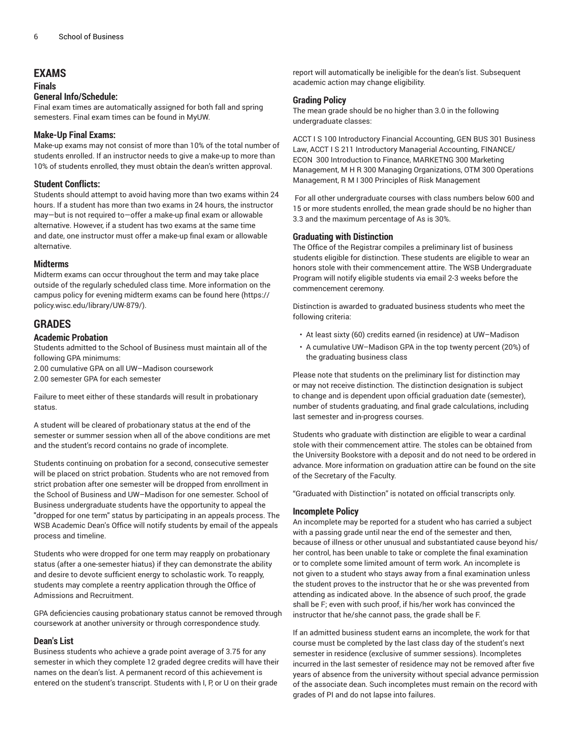# EXAMS

## Finals

### General Info/Schedule:

Final exam times are automatically assigned for both fall and spring semesters. Final exam times can be found in MyUW.

### Make-Up Final Exams:

Make-up exams may not consist of more than 10% of the total number of students enrolled. If an instructor needs to give a make-up to more than 10% of students enrolled, they must obtain the dean's written approval.

### Student Conflicts:

Students should attempt to avoid having more than two exams within 24 hours. If a student has more than two exams in 24 hours, the instructor may—but is not required to—offer a make-up final exam or allowable alternative. However, if a student has two exams at the same time and date, one instructor must offer a make-up final exam or allowable alternative.

### Midterms

Midterm exams can occur throughout the term and may take place outside of the regularly scheduled class time. More information on the campus policy for evening midterm exams can be found here (https://policy.wisc.edu/library/UW-879/).

# GRADES

### Academic Probation

Students admitted to the School of Business must maintain all of the following GPA minimums:
2.00 cumulative GPA on all UW–Madison coursework
2.00 semester GPA for each semester

Failure to meet either of these standards will result in probationary status.

A student will be cleared of probationary status at the end of the semester or summer session when all of the above conditions are met and the student's record contains no grade of incomplete.

Students continuing on probation for a second, consecutive semester will be placed on strict probation. Students who are not removed from strict probation after one semester will be dropped from enrollment in the School of Business and UW–Madison for one semester. School of Business undergraduate students have the opportunity to appeal the "dropped for one term" status by participating in an appeals process. The WSB Academic Dean's Office will notify students by email of the appeals process and timeline.

Students who were dropped for one term may reapply on probationary status (after a one-semester hiatus) if they can demonstrate the ability and desire to devote sufficient energy to scholastic work. To reapply, students may complete a reentry application through the Office of Admissions and Recruitment.

GPA deficiencies causing probationary status cannot be removed through coursework at another university or through correspondence study.

### Dean's List

Business students who achieve a grade point average of 3.75 for any semester in which they complete 12 graded degree credits will have their names on the dean's list. A permanent record of this achievement is entered on the student's transcript. Students with I, P, or U on their grade report will automatically be ineligible for the dean's list. Subsequent academic action may change eligibility.

### Grading Policy

The mean grade should be no higher than 3.0 in the following undergraduate classes:

ACCT I S 100 Introductory Financial Accounting, GEN BUS 301 Business Law, ACCT I S 211 Introductory Managerial Accounting, FINANCE/ECON 300 Introduction to Finance, MARKETNG 300 Marketing Management, M H R 300 Managing Organizations, OTM 300 Operations Management, R M I 300 Principles of Risk Management

For all other undergraduate courses with class numbers below 600 and 15 or more students enrolled, the mean grade should be no higher than 3.3 and the maximum percentage of As is 30%.

### Graduating with Distinction

The Office of the Registrar compiles a preliminary list of business students eligible for distinction. These students are eligible to wear an honors stole with their commencement attire. The WSB Undergraduate Program will notify eligible students via email 2-3 weeks before the commencement ceremony.

Distinction is awarded to graduated business students who meet the following criteria:

- At least sixty (60) credits earned (in residence) at UW–Madison
- A cumulative UW–Madison GPA in the top twenty percent (20%) of the graduating business class

Please note that students on the preliminary list for distinction may or may not receive distinction. The distinction designation is subject to change and is dependent upon official graduation date (semester), number of students graduating, and final grade calculations, including last semester and in-progress courses.

Students who graduate with distinction are eligible to wear a cardinal stole with their commencement attire. The stoles can be obtained from the University Bookstore with a deposit and do not need to be ordered in advance. More information on graduation attire can be found on the site of the Secretary of the Faculty.

"Graduated with Distinction" is notated on official transcripts only.

### Incomplete Policy

An incomplete may be reported for a student who has carried a subject with a passing grade until near the end of the semester and then, because of illness or other unusual and substantiated cause beyond his/her control, has been unable to take or complete the final examination or to complete some limited amount of term work. An incomplete is not given to a student who stays away from a final examination unless the student proves to the instructor that he or she was prevented from attending as indicated above. In the absence of such proof, the grade shall be F; even with such proof, if his/her work has convinced the instructor that he/she cannot pass, the grade shall be F.

If an admitted business student earns an incomplete, the work for that course must be completed by the last class day of the student's next semester in residence (exclusive of summer sessions). Incompletes incurred in the last semester of residence may not be removed after five years of absence from the university without special advance permission of the associate dean. Such incompletes must remain on the record with grades of PI and do not lapse into failures.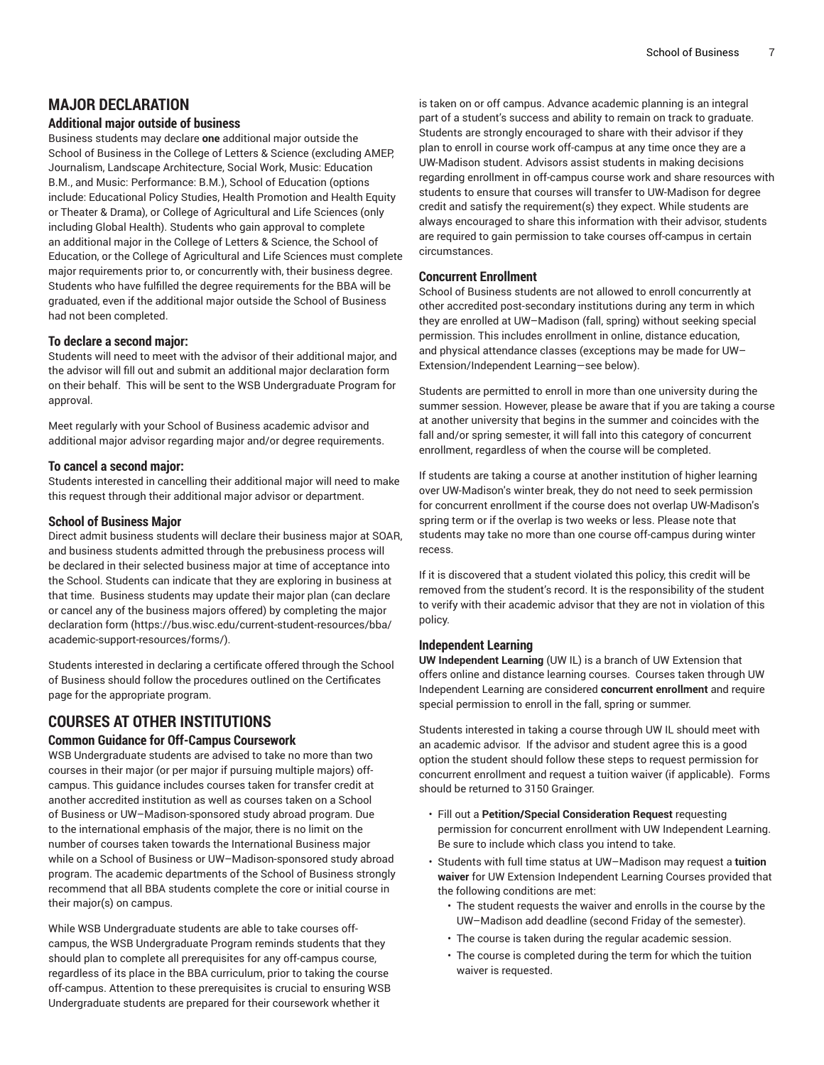## MAJOR DECLARATION

### Additional major outside of business

Business students may declare **one** additional major outside the School of Business in the College of Letters & Science (excluding AMEP, Journalism, Landscape Architecture, Social Work, Music: Education B.M., and Music: Performance: B.M.), School of Education (options include: Educational Policy Studies, Health Promotion and Health Equity or Theater & Drama), or College of Agricultural and Life Sciences (only including Global Health). Students who gain approval to complete an additional major in the College of Letters & Science, the School of Education, or the College of Agricultural and Life Sciences must complete major requirements prior to, or concurrently with, their business degree. Students who have fulfilled the degree requirements for the BBA will be graduated, even if the additional major outside the School of Business had not been completed.

### To declare a second major:

Students will need to meet with the advisor of their additional major, and the advisor will fill out and submit an additional major declaration form on their behalf. This will be sent to the WSB Undergraduate Program for approval.

Meet regularly with your School of Business academic advisor and additional major advisor regarding major and/or degree requirements.

### To cancel a second major:

Students interested in cancelling their additional major will need to make this request through their additional major advisor or department.

### School of Business Major

Direct admit business students will declare their business major at SOAR, and business students admitted through the prebusiness process will be declared in their selected business major at time of acceptance into the School. Students can indicate that they are exploring in business at that time. Business students may update their major plan (can declare or cancel any of the business majors offered) by completing the major declaration form (https://bus.wisc.edu/current-student-resources/bba/academic-support-resources/forms/).

Students interested in declaring a certificate offered through the School of Business should follow the procedures outlined on the Certificates page for the appropriate program.

## COURSES AT OTHER INSTITUTIONS

### Common Guidance for Off-Campus Coursework

WSB Undergraduate students are advised to take no more than two courses in their major (or per major if pursuing multiple majors) off-campus. This guidance includes courses taken for transfer credit at another accredited institution as well as courses taken on a School of Business or UW–Madison-sponsored study abroad program. Due to the international emphasis of the major, there is no limit on the number of courses taken towards the International Business major while on a School of Business or UW–Madison-sponsored study abroad program. The academic departments of the School of Business strongly recommend that all BBA students complete the core or initial course in their major(s) on campus.

While WSB Undergraduate students are able to take courses off-campus, the WSB Undergraduate Program reminds students that they should plan to complete all prerequisites for any off-campus course, regardless of its place in the BBA curriculum, prior to taking the course off-campus. Attention to these prerequisites is crucial to ensuring WSB Undergraduate students are prepared for their coursework whether it is taken on or off campus. Advance academic planning is an integral part of a student's success and ability to remain on track to graduate. Students are strongly encouraged to share with their advisor if they plan to enroll in course work off-campus at any time once they are a UW-Madison student. Advisors assist students in making decisions regarding enrollment in off-campus course work and share resources with students to ensure that courses will transfer to UW-Madison for degree credit and satisfy the requirement(s) they expect. While students are always encouraged to share this information with their advisor, students are required to gain permission to take courses off-campus in certain circumstances.

### Concurrent Enrollment

School of Business students are not allowed to enroll concurrently at other accredited post-secondary institutions during any term in which they are enrolled at UW–Madison (fall, spring) without seeking special permission. This includes enrollment in online, distance education, and physical attendance classes (exceptions may be made for UW–Extension/Independent Learning—see below).

Students are permitted to enroll in more than one university during the summer session. However, please be aware that if you are taking a course at another university that begins in the summer and coincides with the fall and/or spring semester, it will fall into this category of concurrent enrollment, regardless of when the course will be completed.

If students are taking a course at another institution of higher learning over UW-Madison's winter break, they do not need to seek permission for concurrent enrollment if the course does not overlap UW-Madison's spring term or if the overlap is two weeks or less. Please note that students may take no more than one course off-campus during winter recess.

If it is discovered that a student violated this policy, this credit will be removed from the student's record. It is the responsibility of the student to verify with their academic advisor that they are not in violation of this policy.

### Independent Learning

**UW Independent Learning** (UW IL) is a branch of UW Extension that offers online and distance learning courses. Courses taken through UW Independent Learning are considered **concurrent enrollment** and require special permission to enroll in the fall, spring or summer.

Students interested in taking a course through UW IL should meet with an academic advisor. If the advisor and student agree this is a good option the student should follow these steps to request permission for concurrent enrollment and request a tuition waiver (if applicable). Forms should be returned to 3150 Grainger.

- Fill out a **Petition/Special Consideration Request** requesting permission for concurrent enrollment with UW Independent Learning. Be sure to include which class you intend to take.
- Students with full time status at UW–Madison may request a **tuition waiver** for UW Extension Independent Learning Courses provided that the following conditions are met:
  - The student requests the waiver and enrolls in the course by the UW–Madison add deadline (second Friday of the semester).
  - The course is taken during the regular academic session.
  - The course is completed during the term for which the tuition waiver is requested.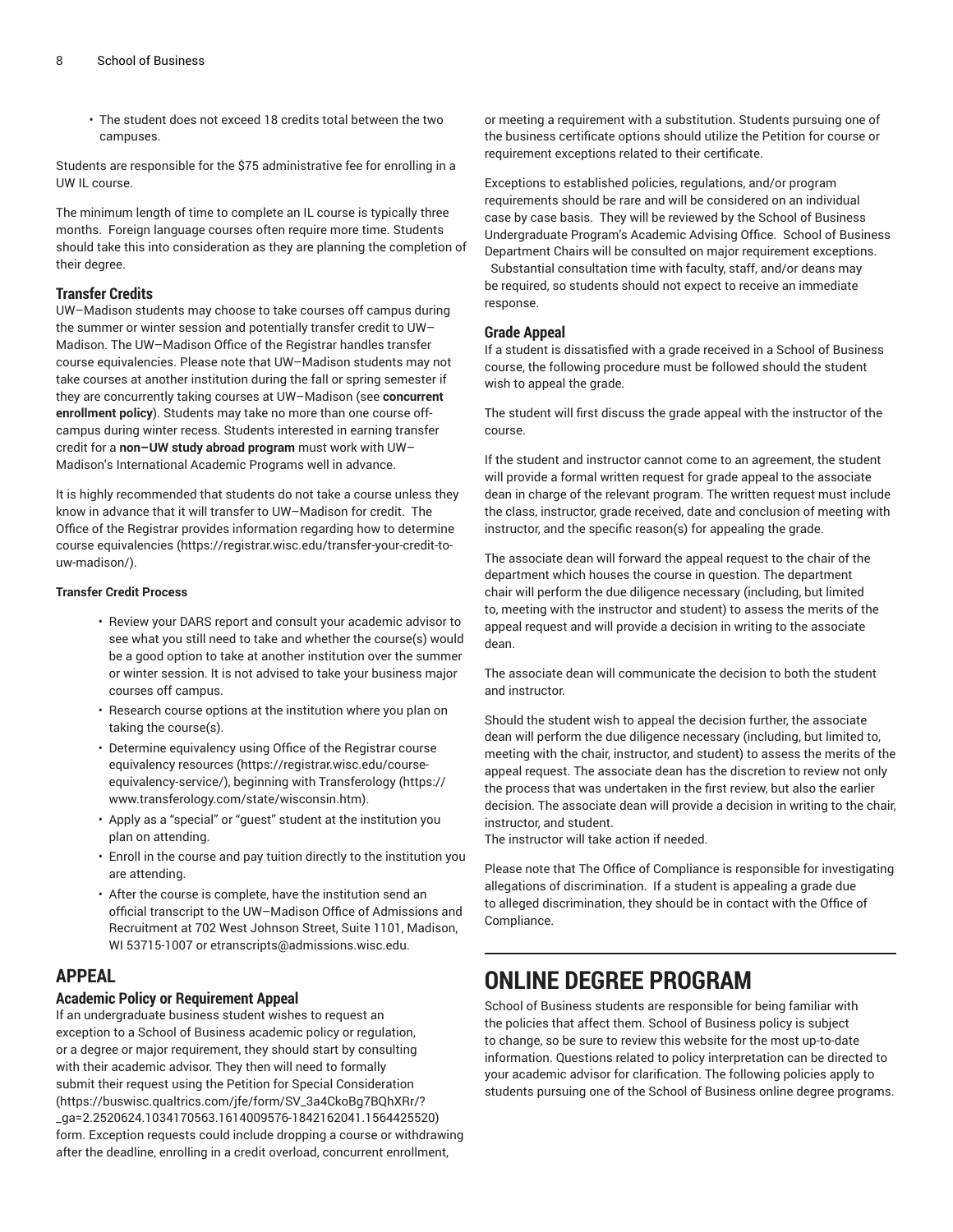- The student does not exceed 18 credits total between the two campuses.

Students are responsible for the $75 administrative fee for enrolling in a UW IL course.

The minimum length of time to complete an IL course is typically three months. Foreign language courses often require more time. Students should take this into consideration as they are planning the completion of their degree.

### Transfer Credits

UW–Madison students may choose to take courses off campus during the summer or winter session and potentially transfer credit to UW–Madison. The UW–Madison Office of the Registrar handles transfer course equivalencies. Please note that UW–Madison students may not take courses at another institution during the fall or spring semester if they are concurrently taking courses at UW–Madison (see **concurrent enrollment policy**). Students may take no more than one course off-campus during winter recess. Students interested in earning transfer credit for a **non–UW study abroad program** must work with UW–Madison's International Academic Programs well in advance.

It is highly recommended that students do not take a course unless they know in advance that it will transfer to UW–Madison for credit. The Office of the Registrar provides information regarding how to determine course equivalencies (https://registrar.wisc.edu/transfer-your-credit-to-uw-madison/).

#### Transfer Credit Process

- Review your DARS report and consult your academic advisor to see what you still need to take and whether the course(s) would be a good option to take at another institution over the summer or winter session. It is not advised to take your business major courses off campus.
- Research course options at the institution where you plan on taking the course(s).
- Determine equivalency using Office of the Registrar course equivalency resources (https://registrar.wisc.edu/course-equivalency-service/), beginning with Transferology (https://www.transferology.com/state/wisconsin.htm).
- Apply as a "special" or "guest" student at the institution you plan on attending.
- Enroll in the course and pay tuition directly to the institution you are attending.
- After the course is complete, have the institution send an official transcript to the UW–Madison Office of Admissions and Recruitment at 702 West Johnson Street, Suite 1101, Madison, WI 53715-1007 or etranscripts@admissions.wisc.edu.

## APPEAL

### Academic Policy or Requirement Appeal

If an undergraduate business student wishes to request an exception to a School of Business academic policy or regulation, or a degree or major requirement, they should start by consulting with their academic advisor. They then will need to formally submit their request using the Petition for Special Consideration (https://buswisc.qualtrics.com/jfe/form/SV_3a4CkoBg7BQhXRr/?_ga=2.2520624.1034170563.1614009576-1842162041.1564425520) form. Exception requests could include dropping a course or withdrawing after the deadline, enrolling in a credit overload, concurrent enrollment, or meeting a requirement with a substitution. Students pursuing one of the business certificate options should utilize the Petition for course or requirement exceptions related to their certificate.

Exceptions to established policies, regulations, and/or program requirements should be rare and will be considered on an individual case by case basis. They will be reviewed by the School of Business Undergraduate Program's Academic Advising Office. School of Business Department Chairs will be consulted on major requirement exceptions. Substantial consultation time with faculty, staff, and/or deans may be required, so students should not expect to receive an immediate response.

### Grade Appeal

If a student is dissatisfied with a grade received in a School of Business course, the following procedure must be followed should the student wish to appeal the grade.

The student will first discuss the grade appeal with the instructor of the course.

If the student and instructor cannot come to an agreement, the student will provide a formal written request for grade appeal to the associate dean in charge of the relevant program. The written request must include the class, instructor, grade received, date and conclusion of meeting with instructor, and the specific reason(s) for appealing the grade.

The associate dean will forward the appeal request to the chair of the department which houses the course in question. The department chair will perform the due diligence necessary (including, but limited to, meeting with the instructor and student) to assess the merits of the appeal request and will provide a decision in writing to the associate dean.

The associate dean will communicate the decision to both the student and instructor.

Should the student wish to appeal the decision further, the associate dean will perform the due diligence necessary (including, but limited to, meeting with the chair, instructor, and student) to assess the merits of the appeal request. The associate dean has the discretion to review not only the process that was undertaken in the first review, but also the earlier decision. The associate dean will provide a decision in writing to the chair, instructor, and student.
The instructor will take action if needed.

Please note that The Office of Compliance is responsible for investigating allegations of discrimination. If a student is appealing a grade due to alleged discrimination, they should be in contact with the Office of Compliance.

# ONLINE DEGREE PROGRAM

School of Business students are responsible for being familiar with the policies that affect them. School of Business policy is subject to change, so be sure to review this website for the most up-to-date information. Questions related to policy interpretation can be directed to your academic advisor for clarification. The following policies apply to students pursuing one of the School of Business online degree programs.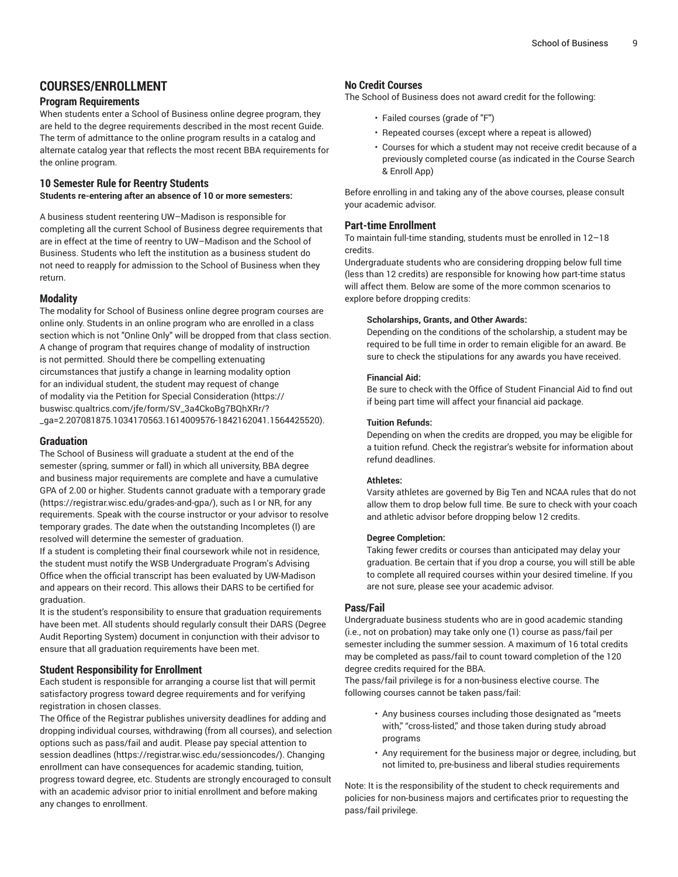## COURSES/ENROLLMENT

### Program Requirements

When students enter a School of Business online degree program, they are held to the degree requirements described in the most recent Guide. The term of admittance to the online program results in a catalog and alternate catalog year that reflects the most recent BBA requirements for the online program.

### 10 Semester Rule for Reentry Students

**Students re-entering after an absence of 10 or more semesters:**

A business student reentering UW–Madison is responsible for completing all the current School of Business degree requirements that are in effect at the time of reentry to UW–Madison and the School of Business. Students who left the institution as a business student do not need to reapply for admission to the School of Business when they return.

### Modality

The modality for School of Business online degree program courses are online only. Students in an online program who are enrolled in a class section which is not "Online Only" will be dropped from that class section. A change of program that requires change of modality of instruction is not permitted. Should there be compelling extenuating circumstances that justify a change in learning modality option for an individual student, the student may request of change of modality via the Petition for Special Consideration (https://buswisc.qualtrics.com/jfe/form/SV_3a4CkoBg7BQhXRr/?_ga=2.207081875.1034170563.1614009576-1842162041.1564425520).

### Graduation

The School of Business will graduate a student at the end of the semester (spring, summer or fall) in which all university, BBA degree and business major requirements are complete and have a cumulative GPA of 2.00 or higher. Students cannot graduate with a temporary grade (https://registrar.wisc.edu/grades-and-gpa/), such as I or NR, for any requirements. Speak with the course instructor or your advisor to resolve temporary grades. The date when the outstanding Incompletes (I) are resolved will determine the semester of graduation.

If a student is completing their final coursework while not in residence, the student must notify the WSB Undergraduate Program's Advising Office when the official transcript has been evaluated by UW-Madison and appears on their record. This allows their DARS to be certified for graduation.

It is the student's responsibility to ensure that graduation requirements have been met. All students should regularly consult their DARS (Degree Audit Reporting System) document in conjunction with their advisor to ensure that all graduation requirements have been met.

### Student Responsibility for Enrollment

Each student is responsible for arranging a course list that will permit satisfactory progress toward degree requirements and for verifying registration in chosen classes.

The Office of the Registrar publishes university deadlines for adding and dropping individual courses, withdrawing (from all courses), and selection options such as pass/fail and audit. Please pay special attention to session deadlines (https://registrar.wisc.edu/sessioncodes/). Changing enrollment can have consequences for academic standing, tuition, progress toward degree, etc. Students are strongly encouraged to consult with an academic advisor prior to initial enrollment and before making any changes to enrollment.

### No Credit Courses

The School of Business does not award credit for the following:

- Failed courses (grade of "F")
- Repeated courses (except where a repeat is allowed)
- Courses for which a student may not receive credit because of a previously completed course (as indicated in the Course Search & Enroll App)

Before enrolling in and taking any of the above courses, please consult your academic advisor.

### Part-time Enrollment

To maintain full-time standing, students must be enrolled in 12–18 credits.

Undergraduate students who are considering dropping below full time (less than 12 credits) are responsible for knowing how part-time status will affect them. Below are some of the more common scenarios to explore before dropping credits:

**Scholarships, Grants, and Other Awards:**

Depending on the conditions of the scholarship, a student may be required to be full time in order to remain eligible for an award. Be sure to check the stipulations for any awards you have received.

**Financial Aid:**

Be sure to check with the Office of Student Financial Aid to find out if being part time will affect your financial aid package.

**Tuition Refunds:**

Depending on when the credits are dropped, you may be eligible for a tuition refund. Check the registrar's website for information about refund deadlines.

**Athletes:**

Varsity athletes are governed by Big Ten and NCAA rules that do not allow them to drop below full time. Be sure to check with your coach and athletic advisor before dropping below 12 credits.

**Degree Completion:**

Taking fewer credits or courses than anticipated may delay your graduation. Be certain that if you drop a course, you will still be able to complete all required courses within your desired timeline. If you are not sure, please see your academic advisor.

### Pass/Fail

Undergraduate business students who are in good academic standing (i.e., not on probation) may take only one (1) course as pass/fail per semester including the summer session. A maximum of 16 total credits may be completed as pass/fail to count toward completion of the 120 degree credits required for the BBA.

The pass/fail privilege is for a non-business elective course. The following courses cannot be taken pass/fail:

- Any business courses including those designated as "meets with," "cross-listed," and those taken during study abroad programs
- Any requirement for the business major or degree, including, but not limited to, pre-business and liberal studies requirements

Note: It is the responsibility of the student to check requirements and policies for non-business majors and certificates prior to requesting the pass/fail privilege.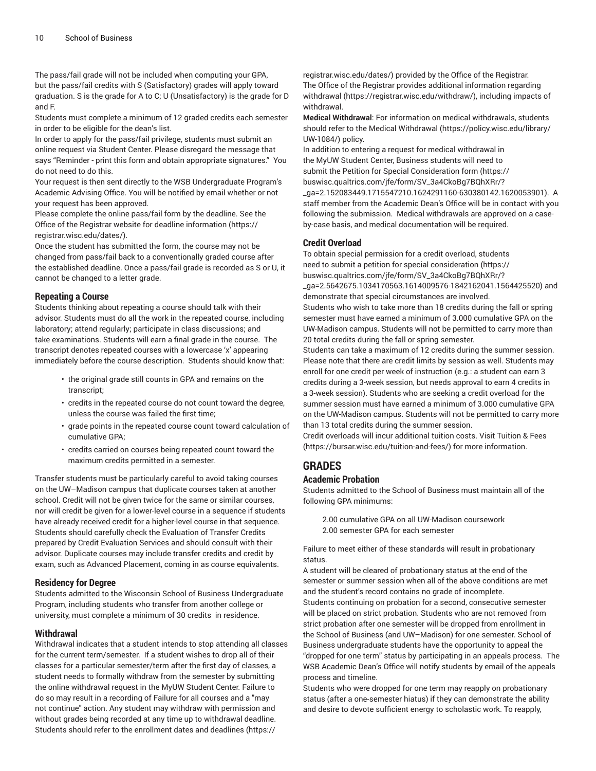The pass/fail grade will not be included when computing your GPA, but the pass/fail credits with S (Satisfactory) grades will apply toward graduation. S is the grade for A to C; U (Unsatisfactory) is the grade for D and F.

Students must complete a minimum of 12 graded credits each semester in order to be eligible for the dean's list.

In order to apply for the pass/fail privilege, students must submit an online request via Student Center. Please disregard the message that says "Reminder - print this form and obtain appropriate signatures." You do not need to do this.

Your request is then sent directly to the WSB Undergraduate Program's Academic Advising Office. You will be notified by email whether or not your request has been approved.

Please complete the online pass/fail form by the deadline. See the Office of the Registrar website for deadline information (https://registrar.wisc.edu/dates/).

Once the student has submitted the form, the course may not be changed from pass/fail back to a conventionally graded course after the established deadline. Once a pass/fail grade is recorded as S or U, it cannot be changed to a letter grade.

### Repeating a Course

Students thinking about repeating a course should talk with their advisor. Students must do all the work in the repeated course, including laboratory; attend regularly; participate in class discussions; and take examinations. Students will earn a final grade in the course. The transcript denotes repeated courses with a lowercase 'x' appearing immediately before the course description. Students should know that:

- the original grade still counts in GPA and remains on the transcript;
- credits in the repeated course do not count toward the degree, unless the course was failed the first time;
- grade points in the repeated course count toward calculation of cumulative GPA;
- credits carried on courses being repeated count toward the maximum credits permitted in a semester.

Transfer students must be particularly careful to avoid taking courses on the UW–Madison campus that duplicate courses taken at another school. Credit will not be given twice for the same or similar courses, nor will credit be given for a lower-level course in a sequence if students have already received credit for a higher-level course in that sequence. Students should carefully check the Evaluation of Transfer Credits prepared by Credit Evaluation Services and should consult with their advisor. Duplicate courses may include transfer credits and credit by exam, such as Advanced Placement, coming in as course equivalents.

### Residency for Degree

Students admitted to the Wisconsin School of Business Undergraduate Program, including students who transfer from another college or university, must complete a minimum of 30 credits in residence.

### Withdrawal

Withdrawal indicates that a student intends to stop attending all classes for the current term/semester. If a student wishes to drop all of their classes for a particular semester/term after the first day of classes, a student needs to formally withdraw from the semester by submitting the online withdrawal request in the MyUW Student Center. Failure to do so may result in a recording of Failure for all courses and a "may not continue" action. Any student may withdraw with permission and without grades being recorded at any time up to withdrawal deadline. Students should refer to the enrollment dates and deadlines (https://registrar.wisc.edu/dates/) provided by the Office of the Registrar. The Office of the Registrar provides additional information regarding withdrawal (https://registrar.wisc.edu/withdraw/), including impacts of withdrawal.

**Medical Withdrawal**: For information on medical withdrawals, students should refer to the Medical Withdrawal (https://policy.wisc.edu/library/UW-1084/) policy.

In addition to entering a request for medical withdrawal in the MyUW Student Center, Business students will need to submit the Petition for Special Consideration form (https://buswisc.qualtrics.com/jfe/form/SV_3a4CkoBg7BQhXRr/?_ga=2.152083449.1715547210.1624291160-630380142.1620053901). A staff member from the Academic Dean's Office will be in contact with you following the submission. Medical withdrawals are approved on a case-by-case basis, and medical documentation will be required.

### Credit Overload

To obtain special permission for a credit overload, students need to submit a petition for special consideration (https://buswisc.qualtrics.com/jfe/form/SV_3a4CkoBg7BQhXRr/?_ga=2.5642675.1034170563.1614009576-1842162041.1564425520) and demonstrate that special circumstances are involved.

Students who wish to take more than 18 credits during the fall or spring semester must have earned a minimum of 3.000 cumulative GPA on the UW-Madison campus. Students will not be permitted to carry more than 20 total credits during the fall or spring semester.

Students can take a maximum of 12 credits during the summer session. Please note that there are credit limits by session as well. Students may enroll for one credit per week of instruction (e.g.: a student can earn 3 credits during a 3-week session, but needs approval to earn 4 credits in a 3-week session). Students who are seeking a credit overload for the summer session must have earned a minimum of 3.000 cumulative GPA on the UW-Madison campus. Students will not be permitted to carry more than 13 total credits during the summer session.

Credit overloads will incur additional tuition costs. Visit Tuition & Fees (https://bursar.wisc.edu/tuition-and-fees/) for more information.

## GRADES

### Academic Probation

Students admitted to the School of Business must maintain all of the following GPA minimums:

2.00 cumulative GPA on all UW-Madison coursework
2.00 semester GPA for each semester

Failure to meet either of these standards will result in probationary status.

A student will be cleared of probationary status at the end of the semester or summer session when all of the above conditions are met and the student's record contains no grade of incomplete.

Students continuing on probation for a second, consecutive semester will be placed on strict probation. Students who are not removed from strict probation after one semester will be dropped from enrollment in the School of Business (and UW–Madison) for one semester. School of Business undergraduate students have the opportunity to appeal the "dropped for one term" status by participating in an appeals process. The WSB Academic Dean's Office will notify students by email of the appeals process and timeline.

Students who were dropped for one term may reapply on probationary status (after a one-semester hiatus) if they can demonstrate the ability and desire to devote sufficient energy to scholastic work. To reapply,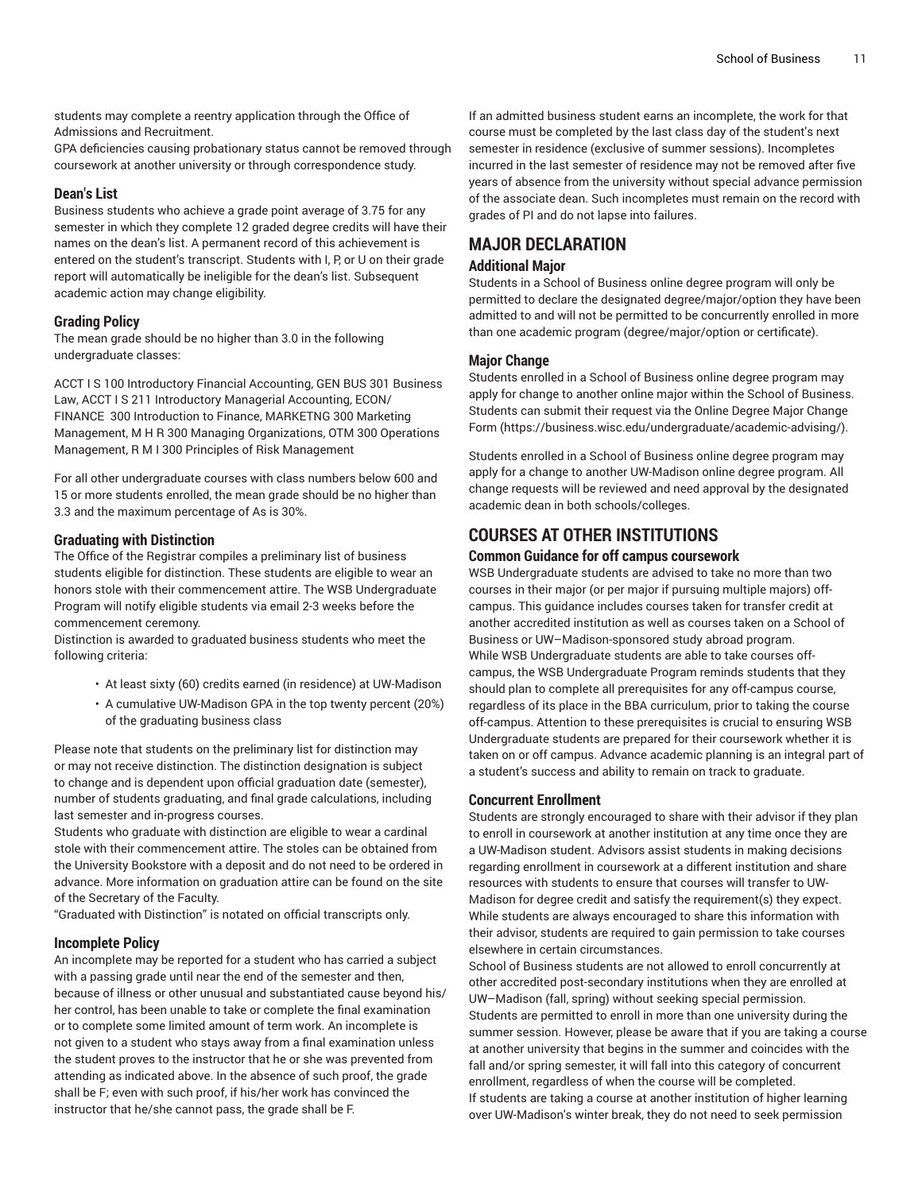students may complete a reentry application through the Office of Admissions and Recruitment.

GPA deficiencies causing probationary status cannot be removed through coursework at another university or through correspondence study.

### Dean's List

Business students who achieve a grade point average of 3.75 for any semester in which they complete 12 graded degree credits will have their names on the dean's list. A permanent record of this achievement is entered on the student's transcript. Students with I, P, or U on their grade report will automatically be ineligible for the dean's list. Subsequent academic action may change eligibility.

### Grading Policy

The mean grade should be no higher than 3.0 in the following undergraduate classes:

ACCT I S 100 Introductory Financial Accounting, GEN BUS 301 Business Law, ACCT I S 211 Introductory Managerial Accounting, ECON/FINANCE 300 Introduction to Finance, MARKETNG 300 Marketing Management, M H R 300 Managing Organizations, OTM 300 Operations Management, R M I 300 Principles of Risk Management

For all other undergraduate courses with class numbers below 600 and 15 or more students enrolled, the mean grade should be no higher than 3.3 and the maximum percentage of As is 30%.

### Graduating with Distinction

The Office of the Registrar compiles a preliminary list of business students eligible for distinction. These students are eligible to wear an honors stole with their commencement attire. The WSB Undergraduate Program will notify eligible students via email 2-3 weeks before the commencement ceremony.

Distinction is awarded to graduated business students who meet the following criteria:

- At least sixty (60) credits earned (in residence) at UW-Madison
- A cumulative UW-Madison GPA in the top twenty percent (20%) of the graduating business class

Please note that students on the preliminary list for distinction may or may not receive distinction. The distinction designation is subject to change and is dependent upon official graduation date (semester), number of students graduating, and final grade calculations, including last semester and in-progress courses.

Students who graduate with distinction are eligible to wear a cardinal stole with their commencement attire. The stoles can be obtained from the University Bookstore with a deposit and do not need to be ordered in advance. More information on graduation attire can be found on the site of the Secretary of the Faculty.

"Graduated with Distinction" is notated on official transcripts only.

### Incomplete Policy

An incomplete may be reported for a student who has carried a subject with a passing grade until near the end of the semester and then, because of illness or other unusual and substantiated cause beyond his/her control, has been unable to take or complete the final examination or to complete some limited amount of term work. An incomplete is not given to a student who stays away from a final examination unless the student proves to the instructor that he or she was prevented from attending as indicated above. In the absence of such proof, the grade shall be F; even with such proof, if his/her work has convinced the instructor that he/she cannot pass, the grade shall be F.

If an admitted business student earns an incomplete, the work for that course must be completed by the last class day of the student's next semester in residence (exclusive of summer sessions). Incompletes incurred in the last semester of residence may not be removed after five years of absence from the university without special advance permission of the associate dean. Such incompletes must remain on the record with grades of PI and do not lapse into failures.

## MAJOR DECLARATION

### Additional Major

Students in a School of Business online degree program will only be permitted to declare the designated degree/major/option they have been admitted to and will not be permitted to be concurrently enrolled in more than one academic program (degree/major/option or certificate).

### Major Change

Students enrolled in a School of Business online degree program may apply for change to another online major within the School of Business. Students can submit their request via the Online Degree Major Change Form (https://business.wisc.edu/undergraduate/academic-advising/).

Students enrolled in a School of Business online degree program may apply for a change to another UW-Madison online degree program. All change requests will be reviewed and need approval by the designated academic dean in both schools/colleges.

## COURSES AT OTHER INSTITUTIONS

### Common Guidance for off campus coursework

WSB Undergraduate students are advised to take no more than two courses in their major (or per major if pursuing multiple majors) off-campus. This guidance includes courses taken for transfer credit at another accredited institution as well as courses taken on a School of Business or UW–Madison-sponsored study abroad program.

While WSB Undergraduate students are able to take courses off-campus, the WSB Undergraduate Program reminds students that they should plan to complete all prerequisites for any off-campus course, regardless of its place in the BBA curriculum, prior to taking the course off-campus. Attention to these prerequisites is crucial to ensuring WSB Undergraduate students are prepared for their coursework whether it is taken on or off campus. Advance academic planning is an integral part of a student's success and ability to remain on track to graduate.

### Concurrent Enrollment

Students are strongly encouraged to share with their advisor if they plan to enroll in coursework at another institution at any time once they are a UW-Madison student. Advisors assist students in making decisions regarding enrollment in coursework at a different institution and share resources with students to ensure that courses will transfer to UW-Madison for degree credit and satisfy the requirement(s) they expect. While students are always encouraged to share this information with their advisor, students are required to gain permission to take courses elsewhere in certain circumstances.

School of Business students are not allowed to enroll concurrently at other accredited post-secondary institutions when they are enrolled at UW–Madison (fall, spring) without seeking special permission.

Students are permitted to enroll in more than one university during the summer session. However, please be aware that if you are taking a course at another university that begins in the summer and coincides with the fall and/or spring semester, it will fall into this category of concurrent enrollment, regardless of when the course will be completed.

If students are taking a course at another institution of higher learning over UW-Madison's winter break, they do not need to seek permission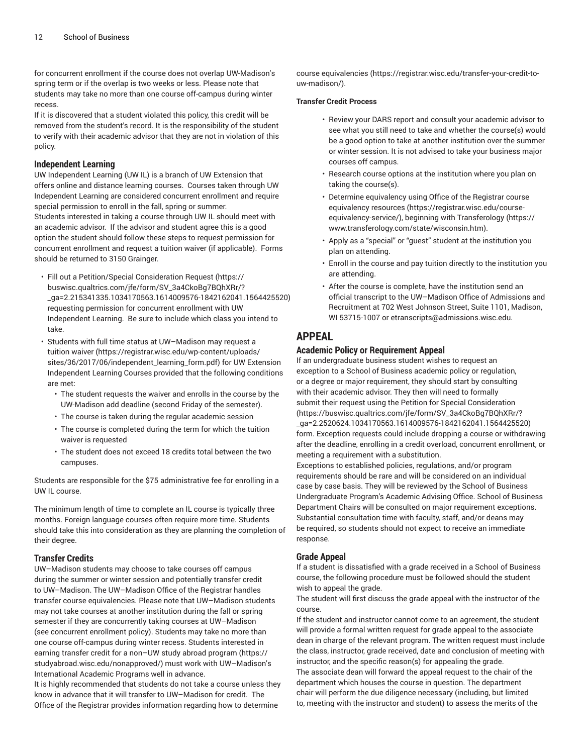for concurrent enrollment if the course does not overlap UW-Madison's spring term or if the overlap is two weeks or less. Please note that students may take no more than one course off-campus during winter recess.

If it is discovered that a student violated this policy, this credit will be removed from the student's record. It is the responsibility of the student to verify with their academic advisor that they are not in violation of this policy.

### Independent Learning

UW Independent Learning (UW IL) is a branch of UW Extension that offers online and distance learning courses. Courses taken through UW Independent Learning are considered concurrent enrollment and require special permission to enroll in the fall, spring or summer.

Students interested in taking a course through UW IL should meet with an academic advisor. If the advisor and student agree this is a good option the student should follow these steps to request permission for concurrent enrollment and request a tuition waiver (if applicable). Forms should be returned to 3150 Grainger.

- Fill out a Petition/Special Consideration Request (https://buswisc.qualtrics.com/jfe/form/SV_3a4CkoBg7BQhXRr/?_ga=2.215341335.1034170563.1614009576-1842162041.1564425520) requesting permission for concurrent enrollment with UW Independent Learning. Be sure to include which class you intend to take.
- Students with full time status at UW–Madison may request a tuition waiver (https://registrar.wisc.edu/wp-content/uploads/sites/36/2017/06/independent_learning_form.pdf) for UW Extension Independent Learning Courses provided that the following conditions are met:
  - The student requests the waiver and enrolls in the course by the UW-Madison add deadline (second Friday of the semester).
  - The course is taken during the regular academic session
  - The course is completed during the term for which the tuition waiver is requested
  - The student does not exceed 18 credits total between the two campuses.

Students are responsible for the $75 administrative fee for enrolling in a UW IL course.

The minimum length of time to complete an IL course is typically three months. Foreign language courses often require more time. Students should take this into consideration as they are planning the completion of their degree.

### Transfer Credits

UW–Madison students may choose to take courses off campus during the summer or winter session and potentially transfer credit to UW–Madison. The UW–Madison Office of the Registrar handles transfer course equivalencies. Please note that UW–Madison students may not take courses at another institution during the fall or spring semester if they are concurrently taking courses at UW–Madison (see concurrent enrollment policy). Students may take no more than one course off-campus during winter recess. Students interested in earning transfer credit for a non–UW study abroad program (https://studyabroad.wisc.edu/nonapproved/) must work with UW–Madison's International Academic Programs well in advance.

It is highly recommended that students do not take a course unless they know in advance that it will transfer to UW–Madison for credit. The Office of the Registrar provides information regarding how to determine course equivalencies (https://registrar.wisc.edu/transfer-your-credit-to-uw-madison/).

**Transfer Credit Process**

- Review your DARS report and consult your academic advisor to see what you still need to take and whether the course(s) would be a good option to take at another institution over the summer or winter session. It is not advised to take your business major courses off campus.
- Research course options at the institution where you plan on taking the course(s).
- Determine equivalency using Office of the Registrar course equivalency resources (https://registrar.wisc.edu/course-equivalency-service/), beginning with Transferology (https://www.transferology.com/state/wisconsin.htm).
- Apply as a "special" or "guest" student at the institution you plan on attending.
- Enroll in the course and pay tuition directly to the institution you are attending.
- After the course is complete, have the institution send an official transcript to the UW–Madison Office of Admissions and Recruitment at 702 West Johnson Street, Suite 1101, Madison, WI 53715-1007 or etranscripts@admissions.wisc.edu.

## APPEAL

### Academic Policy or Requirement Appeal

If an undergraduate business student wishes to request an exception to a School of Business academic policy or regulation, or a degree or major requirement, they should start by consulting with their academic advisor. They then will need to formally submit their request using the Petition for Special Consideration (https://buswisc.qualtrics.com/jfe/form/SV_3a4CkoBg7BQhXRr/?_ga=2.2520624.1034170563.1614009576-1842162041.1564425520) form. Exception requests could include dropping a course or withdrawing after the deadline, enrolling in a credit overload, concurrent enrollment, or meeting a requirement with a substitution.

Exceptions to established policies, regulations, and/or program requirements should be rare and will be considered on an individual case by case basis. They will be reviewed by the School of Business Undergraduate Program's Academic Advising Office. School of Business Department Chairs will be consulted on major requirement exceptions. Substantial consultation time with faculty, staff, and/or deans may be required, so students should not expect to receive an immediate response.

### Grade Appeal

If a student is dissatisfied with a grade received in a School of Business course, the following procedure must be followed should the student wish to appeal the grade.

The student will first discuss the grade appeal with the instructor of the course.

If the student and instructor cannot come to an agreement, the student will provide a formal written request for grade appeal to the associate dean in charge of the relevant program. The written request must include the class, instructor, grade received, date and conclusion of meeting with instructor, and the specific reason(s) for appealing the grade.

The associate dean will forward the appeal request to the chair of the department which houses the course in question. The department chair will perform the due diligence necessary (including, but limited to, meeting with the instructor and student) to assess the merits of the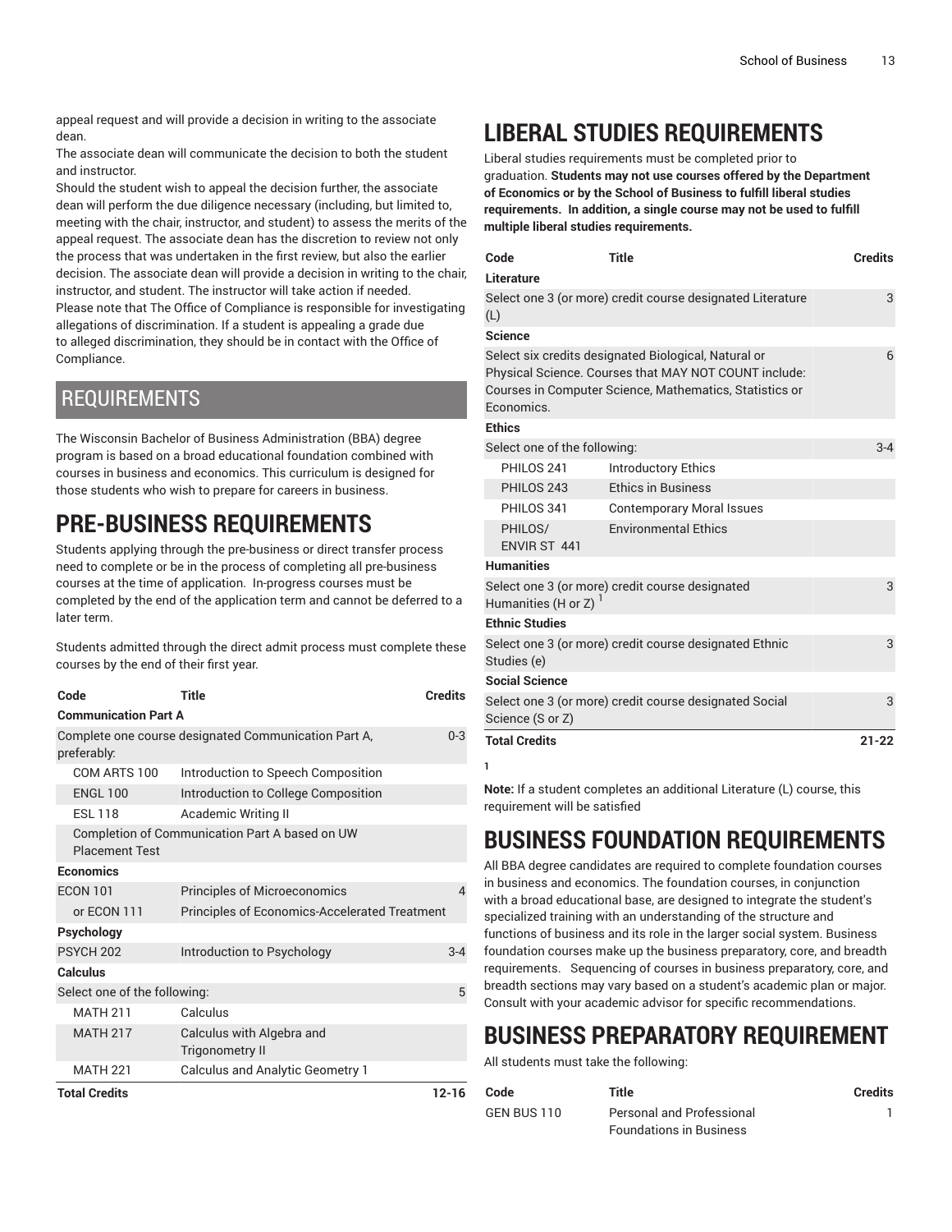appeal request and will provide a decision in writing to the associate dean.

The associate dean will communicate the decision to both the student and instructor.

Should the student wish to appeal the decision further, the associate dean will perform the due diligence necessary (including, but limited to, meeting with the chair, instructor, and student) to assess the merits of the appeal request. The associate dean has the discretion to review not only the process that was undertaken in the first review, but also the earlier decision. The associate dean will provide a decision in writing to the chair, instructor, and student. The instructor will take action if needed.

Please note that The Office of Compliance is responsible for investigating allegations of discrimination. If a student is appealing a grade due to alleged discrimination, they should be in contact with the Office of Compliance.

## REQUIREMENTS

The Wisconsin Bachelor of Business Administration (BBA) degree program is based on a broad educational foundation combined with courses in business and economics. This curriculum is designed for those students who wish to prepare for careers in business.

# PRE-BUSINESS REQUIREMENTS

Students applying through the pre-business or direct transfer process need to complete or be in the process of completing all pre-business courses at the time of application. In-progress courses must be completed by the end of the application term and cannot be deferred to a later term.

Students admitted through the direct admit process must complete these courses by the end of their first year.

| Code | Title | Credits |
|---|---|---|
| **Communication Part A** | | |
| Complete one course designated Communication Part A, preferably: | | 0-3 |
| COM ARTS 100 | Introduction to Speech Composition | |
| ENGL 100 | Introduction to College Composition | |
| ESL 118 | Academic Writing II | |
| Completion of Communication Part A based on UW Placement Test | | |
| **Economics** | | |
| ECON 101 | Principles of Microeconomics | 4 |
| or ECON 111 | Principles of Economics-Accelerated Treatment | |
| **Psychology** | | |
| PSYCH 202 | Introduction to Psychology | 3-4 |
| **Calculus** | | |
| Select one of the following: | | 5 |
| MATH 211 | Calculus | |
| MATH 217 | Calculus with Algebra and Trigonometry II | |
| MATH 221 | Calculus and Analytic Geometry 1 | |
| **Total Credits** | | **12-16** |

# LIBERAL STUDIES REQUIREMENTS

Liberal studies requirements must be completed prior to graduation. **Students may not use courses offered by the Department of Economics or by the School of Business to fulfill liberal studies requirements. In addition, a single course may not be used to fulfill multiple liberal studies requirements.**

| Code | Title | Credits |
|---|---|---|
| **Literature** | | |
| Select one 3 (or more) credit course designated Literature (L) | | 3 |
| **Science** | | |
| Select six credits designated Biological, Natural or Physical Science. Courses that MAY NOT COUNT include: Courses in Computer Science, Mathematics, Statistics or Economics. | | 6 |
| **Ethics** | | |
| Select one of the following: | | 3-4 |
| PHILOS 241 | Introductory Ethics | |
| PHILOS 243 | Ethics in Business | |
| PHILOS 341 | Contemporary Moral Issues | |
| PHILOS/ ENVIR ST 441 | Environmental Ethics | |
| **Humanities** | | |
| Select one 3 (or more) credit course designated Humanities (H or Z) [1] | | 3 |
| **Ethnic Studies** | | |
| Select one 3 (or more) credit course designated Ethnic Studies (e) | | 3 |
| **Social Science** | | |
| Select one 3 (or more) credit course designated Social Science (S or Z) | | 3 |
| **Total Credits** | | **21-22** |

1

**Note:** If a student completes an additional Literature (L) course, this requirement will be satisfied

# BUSINESS FOUNDATION REQUIREMENTS

All BBA degree candidates are required to complete foundation courses in business and economics. The foundation courses, in conjunction with a broad educational base, are designed to integrate the student's specialized training with an understanding of the structure and functions of business and its role in the larger social system. Business foundation courses make up the business preparatory, core, and breadth requirements. Sequencing of courses in business preparatory, core, and breadth sections may vary based on a student's academic plan or major. Consult with your academic advisor for specific recommendations.

# BUSINESS PREPARATORY REQUIREMENT

All students must take the following:

| Code | Title | Credits |
|---|---|---|
| GEN BUS 110 | Personal and Professional Foundations in Business | 1 |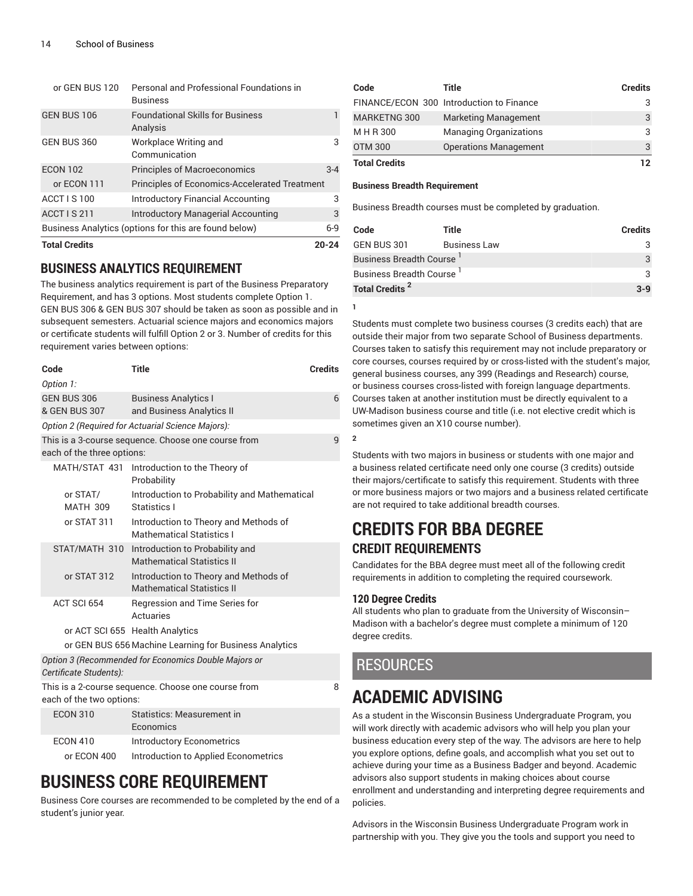| Code | Title | Credits |
|---|---|---|
| or GEN BUS 120 | Personal and Professional Foundations in Business | |
| GEN BUS 106 | Foundational Skills for Business Analysis | 1 |
| GEN BUS 360 | Workplace Writing and Communication | 3 |
| ECON 102 | Principles of Macroeconomics | 3-4 |
| or ECON 111 | Principles of Economics-Accelerated Treatment | |
| ACCT I S 100 | Introductory Financial Accounting | 3 |
| ACCT I S 211 | Introductory Managerial Accounting | 3 |
| Business Analytics (options for this are found below) | | 6-9 |
| **Total Credits** | | **20-24** |

## BUSINESS ANALYTICS REQUIREMENT

The business analytics requirement is part of the Business Preparatory Requirement, and has 3 options. Most students complete Option 1. GEN BUS 306 & GEN BUS 307 should be taken as soon as possible and in subsequent semesters. Actuarial science majors and economics majors or certificate students will fulfill Option 2 or 3. Number of credits for this requirement varies between options:

| Code | Title | Credits |
|---|---|---|
| *Option 1:* | | |
| GEN BUS 306 & GEN BUS 307 | Business Analytics I and Business Analytics II | 6 |
| *Option 2 (Required for Actuarial Science Majors):* | | |
| This is a 3-course sequence. Choose one course from each of the three options: | | 9 |
| MATH/STAT 431 | Introduction to the Theory of Probability | |
| or STAT/MATH 309 | Introduction to Probability and Mathematical Statistics I | |
| or STAT 311 | Introduction to Theory and Methods of Mathematical Statistics I | |
| STAT/MATH 310 | Introduction to Probability and Mathematical Statistics II | |
| or STAT 312 | Introduction to Theory and Methods of Mathematical Statistics II | |
| ACT SCI 654 | Regression and Time Series for Actuaries | |
| or ACT SCI 655 | Health Analytics | |
| or GEN BUS 656 | Machine Learning for Business Analytics | |
| *Option 3 (Recommended for Economics Double Majors or Certificate Students):* | | |
| This is a 2-course sequence. Choose one course from each of the two options: | | 8 |
| ECON 310 | Statistics: Measurement in Economics | |
| ECON 410 | Introductory Econometrics | |
| or ECON 400 | Introduction to Applied Econometrics | |

# BUSINESS CORE REQUIREMENT

Business Core courses are recommended to be completed by the end of a student's junior year.

| Code | Title | Credits |
|---|---|---|
| FINANCE/ECON 300 | Introduction to Finance | 3 |
| MARKETNG 300 | Marketing Management | 3 |
| M H R 300 | Managing Organizations | 3 |
| OTM 300 | Operations Management | 3 |
| **Total Credits** | | **12** |

**Business Breadth Requirement**

Business Breadth courses must be completed by graduation.

| Code | Title | Credits |
|---|---|---|
| GEN BUS 301 | Business Law | 3 |
| Business Breadth Course [1] | | 3 |
| Business Breadth Course [1] | | 3 |
| **Total Credits [2]** | | **3-9** |

1

Students must complete two business courses (3 credits each) that are outside their major from two separate School of Business departments. Courses taken to satisfy this requirement may not include preparatory or core courses, courses required by or cross-listed with the student's major, general business courses, any 399 (Readings and Research) course, or business courses cross-listed with foreign language departments. Courses taken at another institution must be directly equivalent to a UW-Madison business course and title (i.e. not elective credit which is sometimes given an X10 course number).

2

Students with two majors in business or students with one major and a business related certificate need only one course (3 credits) outside their majors/certificate to satisfy this requirement. Students with three or more business majors or two majors and a business related certificate are not required to take additional breadth courses.

# CREDITS FOR BBA DEGREE

## CREDIT REQUIREMENTS

Candidates for the BBA degree must meet all of the following credit requirements in addition to completing the required coursework.

### 120 Degree Credits

All students who plan to graduate from the University of Wisconsin–Madison with a bachelor's degree must complete a minimum of 120 degree credits.

# RESOURCES

# ACADEMIC ADVISING

As a student in the Wisconsin Business Undergraduate Program, you will work directly with academic advisors who will help you plan your business education every step of the way. The advisors are here to help you explore options, define goals, and accomplish what you set out to achieve during your time as a Business Badger and beyond. Academic advisors also support students in making choices about course enrollment and understanding and interpreting degree requirements and policies.

Advisors in the Wisconsin Business Undergraduate Program work in partnership with you. They give you the tools and support you need to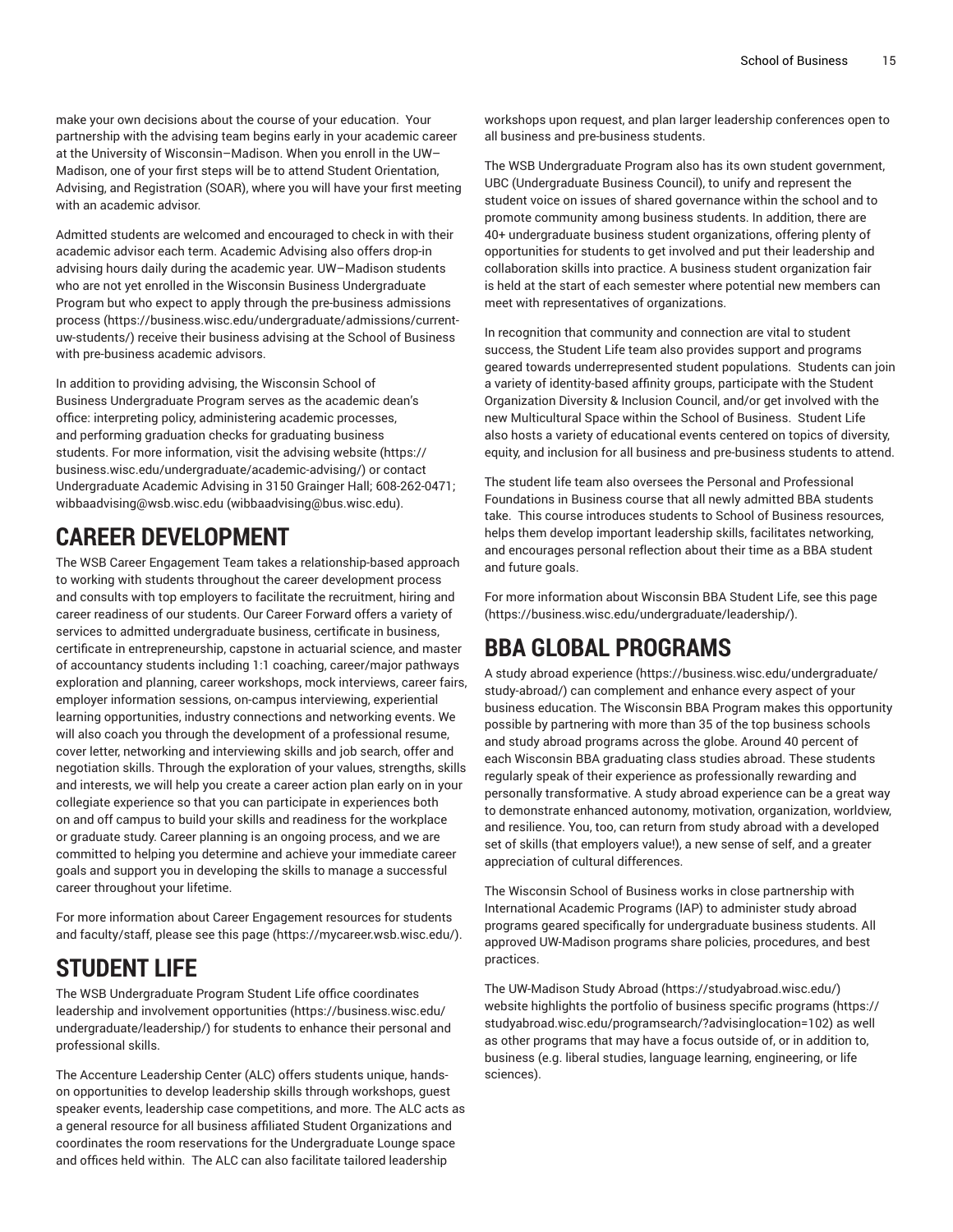make your own decisions about the course of your education. Your partnership with the advising team begins early in your academic career at the University of Wisconsin–Madison. When you enroll in the UW–Madison, one of your first steps will be to attend Student Orientation, Advising, and Registration (SOAR), where you will have your first meeting with an academic advisor.

Admitted students are welcomed and encouraged to check in with their academic advisor each term. Academic Advising also offers drop-in advising hours daily during the academic year. UW–Madison students who are not yet enrolled in the Wisconsin Business Undergraduate Program but who expect to apply through the pre-business admissions process (https://business.wisc.edu/undergraduate/admissions/current-uw-students/) receive their business advising at the School of Business with pre-business academic advisors.

In addition to providing advising, the Wisconsin School of Business Undergraduate Program serves as the academic dean's office: interpreting policy, administering academic processes, and performing graduation checks for graduating business students. For more information, visit the advising website (https://business.wisc.edu/undergraduate/academic-advising/) or contact Undergraduate Academic Advising in 3150 Grainger Hall; 608-262-0471; wibbaadvising@wsb.wisc.edu (wibbaadvising@bus.wisc.edu).

## CAREER DEVELOPMENT

The WSB Career Engagement Team takes a relationship-based approach to working with students throughout the career development process and consults with top employers to facilitate the recruitment, hiring and career readiness of our students. Our Career Forward offers a variety of services to admitted undergraduate business, certificate in business, certificate in entrepreneurship, capstone in actuarial science, and master of accountancy students including 1:1 coaching, career/major pathways exploration and planning, career workshops, mock interviews, career fairs, employer information sessions, on-campus interviewing, experiential learning opportunities, industry connections and networking events. We will also coach you through the development of a professional resume, cover letter, networking and interviewing skills and job search, offer and negotiation skills. Through the exploration of your values, strengths, skills and interests, we will help you create a career action plan early on in your collegiate experience so that you can participate in experiences both on and off campus to build your skills and readiness for the workplace or graduate study. Career planning is an ongoing process, and we are committed to helping you determine and achieve your immediate career goals and support you in developing the skills to manage a successful career throughout your lifetime.

For more information about Career Engagement resources for students and faculty/staff, please see this page (https://mycareer.wsb.wisc.edu/).

## STUDENT LIFE

The WSB Undergraduate Program Student Life office coordinates leadership and involvement opportunities (https://business.wisc.edu/undergraduate/leadership/) for students to enhance their personal and professional skills.

The Accenture Leadership Center (ALC) offers students unique, hands-on opportunities to develop leadership skills through workshops, guest speaker events, leadership case competitions, and more. The ALC acts as a general resource for all business affiliated Student Organizations and coordinates the room reservations for the Undergraduate Lounge space and offices held within. The ALC can also facilitate tailored leadership workshops upon request, and plan larger leadership conferences open to all business and pre-business students.

The WSB Undergraduate Program also has its own student government, UBC (Undergraduate Business Council), to unify and represent the student voice on issues of shared governance within the school and to promote community among business students. In addition, there are 40+ undergraduate business student organizations, offering plenty of opportunities for students to get involved and put their leadership and collaboration skills into practice. A business student organization fair is held at the start of each semester where potential new members can meet with representatives of organizations.

In recognition that community and connection are vital to student success, the Student Life team also provides support and programs geared towards underrepresented student populations. Students can join a variety of identity-based affinity groups, participate with the Student Organization Diversity & Inclusion Council, and/or get involved with the new Multicultural Space within the School of Business. Student Life also hosts a variety of educational events centered on topics of diversity, equity, and inclusion for all business and pre-business students to attend.

The student life team also oversees the Personal and Professional Foundations in Business course that all newly admitted BBA students take. This course introduces students to School of Business resources, helps them develop important leadership skills, facilitates networking, and encourages personal reflection about their time as a BBA student and future goals.

For more information about Wisconsin BBA Student Life, see this page (https://business.wisc.edu/undergraduate/leadership/).

## BBA GLOBAL PROGRAMS

A study abroad experience (https://business.wisc.edu/undergraduate/study-abroad/) can complement and enhance every aspect of your business education. The Wisconsin BBA Program makes this opportunity possible by partnering with more than 35 of the top business schools and study abroad programs across the globe. Around 40 percent of each Wisconsin BBA graduating class studies abroad. These students regularly speak of their experience as professionally rewarding and personally transformative. A study abroad experience can be a great way to demonstrate enhanced autonomy, motivation, organization, worldview, and resilience. You, too, can return from study abroad with a developed set of skills (that employers value!), a new sense of self, and a greater appreciation of cultural differences.

The Wisconsin School of Business works in close partnership with International Academic Programs (IAP) to administer study abroad programs geared specifically for undergraduate business students. All approved UW-Madison programs share policies, procedures, and best practices.

The UW-Madison Study Abroad (https://studyabroad.wisc.edu/) website highlights the portfolio of business specific programs (https://studyabroad.wisc.edu/programsearch/?advisinglocation=102) as well as other programs that may have a focus outside of, or in addition to, business (e.g. liberal studies, language learning, engineering, or life sciences).